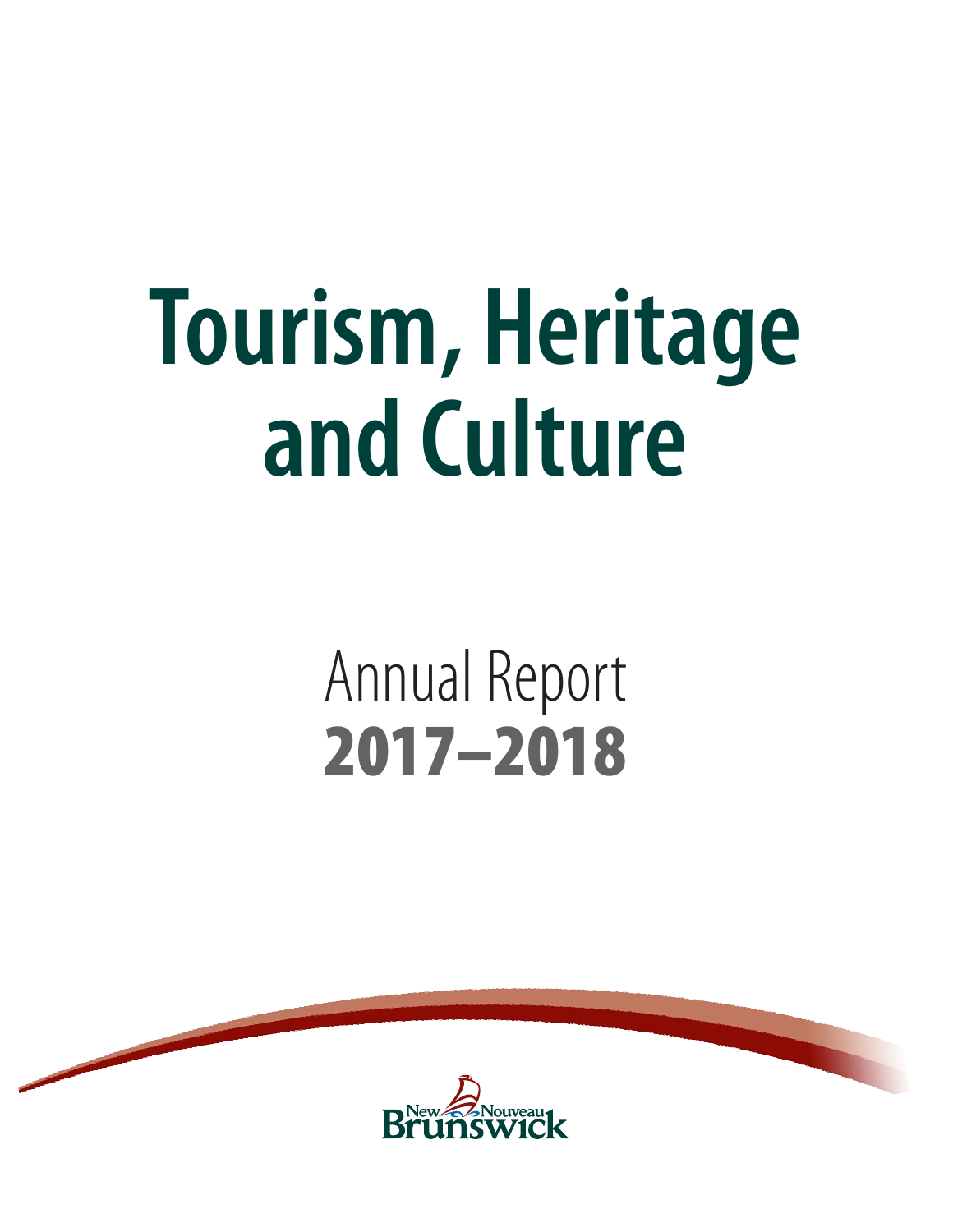# Tourism, Heritage and Culture

## Annual Report
## 2017–2018

New Nouveau Brunswick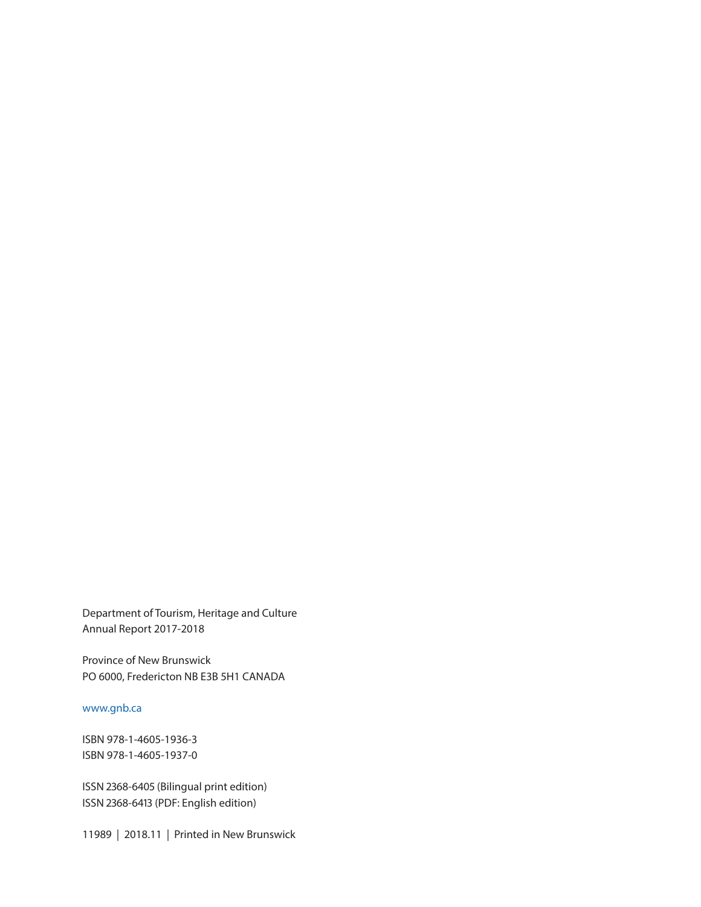Department of Tourism, Heritage and Culture
Annual Report 2017-2018

Province of New Brunswick
PO 6000, Fredericton NB E3B 5H1 CANADA

www.gnb.ca

ISBN 978-1-4605-1936-3
ISBN 978-1-4605-1937-0

ISSN 2368-6405 (Bilingual print edition)
ISSN 2368-6413 (PDF: English edition)

11989 | 2018.11 | Printed in New Brunswick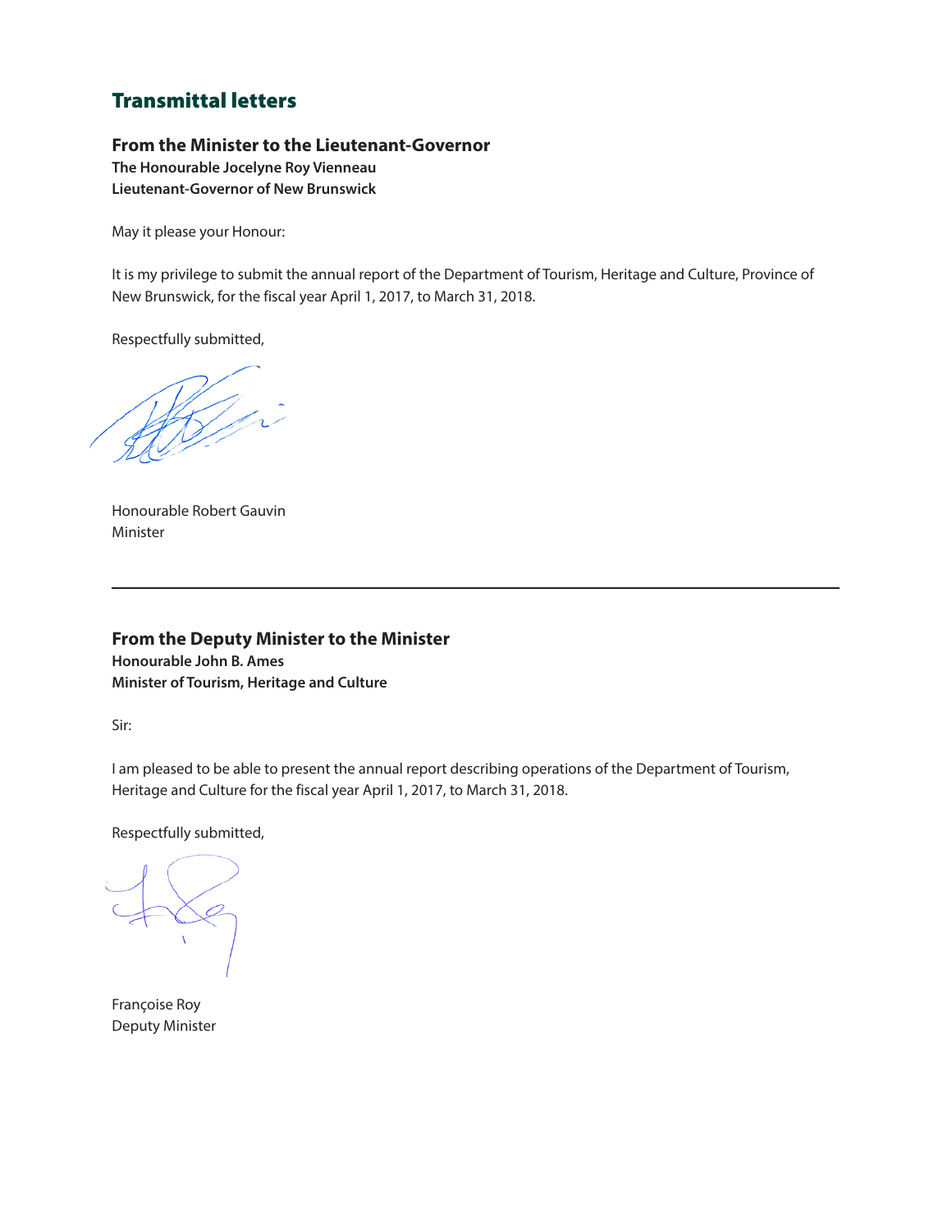# Transmittal letters

## From the Minister to the Lieutenant-Governor

**The Honourable Jocelyne Roy Vienneau**
**Lieutenant-Governor of New Brunswick**

May it please your Honour:

It is my privilege to submit the annual report of the Department of Tourism, Heritage and Culture, Province of New Brunswick, for the fiscal year April 1, 2017, to March 31, 2018.

Respectfully submitted,

Honourable Robert Gauvin
Minister

---

## From the Deputy Minister to the Minister

**Honourable John B. Ames**
**Minister of Tourism, Heritage and Culture**

Sir:

I am pleased to be able to present the annual report describing operations of the Department of Tourism, Heritage and Culture for the fiscal year April 1, 2017, to March 31, 2018.

Respectfully submitted,

Françoise Roy
Deputy Minister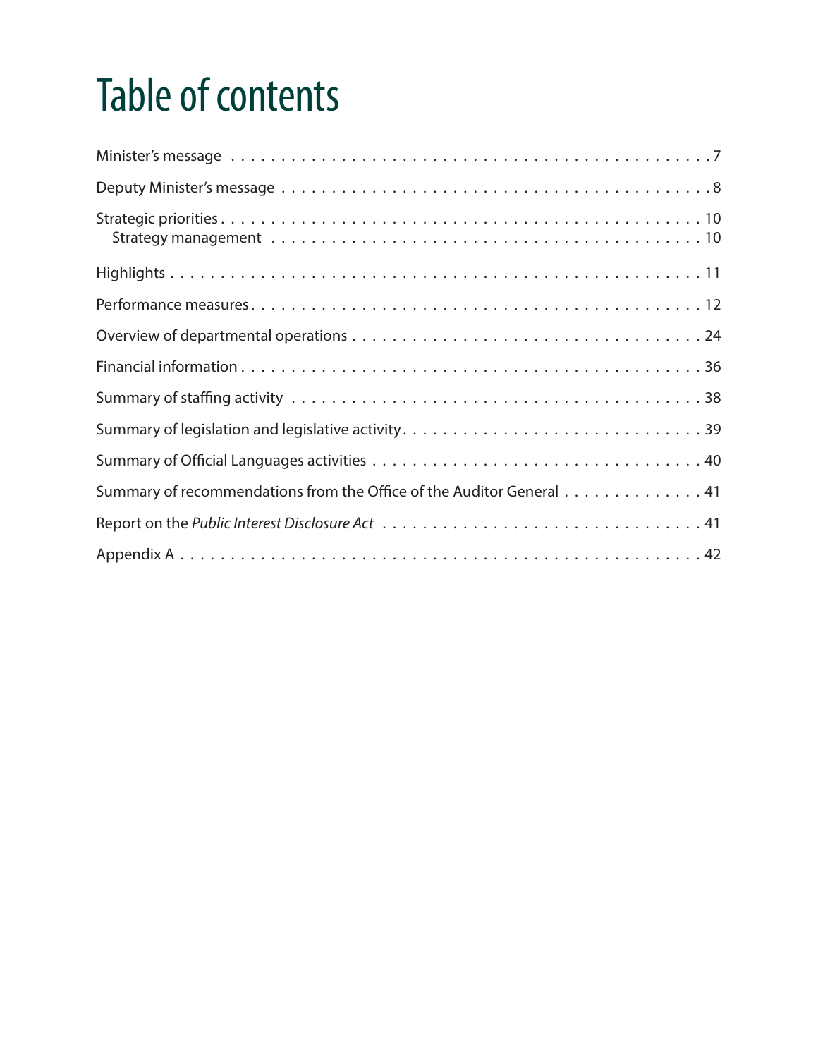# Table of contents

Minister's message . . . . . . . . . . . . . . . . . . . . . . . . . . . . . . . . . . . . . . . . . . . . . . . . . 7

Deputy Minister's message . . . . . . . . . . . . . . . . . . . . . . . . . . . . . . . . . . . . . . . . . . . . . 8

Strategic priorities . . . . . . . . . . . . . . . . . . . . . . . . . . . . . . . . . . . . . . . . . . . . . . . . . . 10
  Strategy management . . . . . . . . . . . . . . . . . . . . . . . . . . . . . . . . . . . . . . . . . . . . . 10

Highlights . . . . . . . . . . . . . . . . . . . . . . . . . . . . . . . . . . . . . . . . . . . . . . . . . . . . . . . 11

Performance measures . . . . . . . . . . . . . . . . . . . . . . . . . . . . . . . . . . . . . . . . . . . . . . 12

Overview of departmental operations . . . . . . . . . . . . . . . . . . . . . . . . . . . . . . . . . . . . 24

Financial information . . . . . . . . . . . . . . . . . . . . . . . . . . . . . . . . . . . . . . . . . . . . . . . 36

Summary of staffing activity . . . . . . . . . . . . . . . . . . . . . . . . . . . . . . . . . . . . . . . . . . 38

Summary of legislation and legislative activity . . . . . . . . . . . . . . . . . . . . . . . . . . . . . 39

Summary of Official Languages activities . . . . . . . . . . . . . . . . . . . . . . . . . . . . . . . . . 40

Summary of recommendations from the Office of the Auditor General . . . . . . . . . . . . . . 41

Report on the *Public Interest Disclosure Act* . . . . . . . . . . . . . . . . . . . . . . . . . . . . . . 41

Appendix A . . . . . . . . . . . . . . . . . . . . . . . . . . . . . . . . . . . . . . . . . . . . . . . . . . . . . 42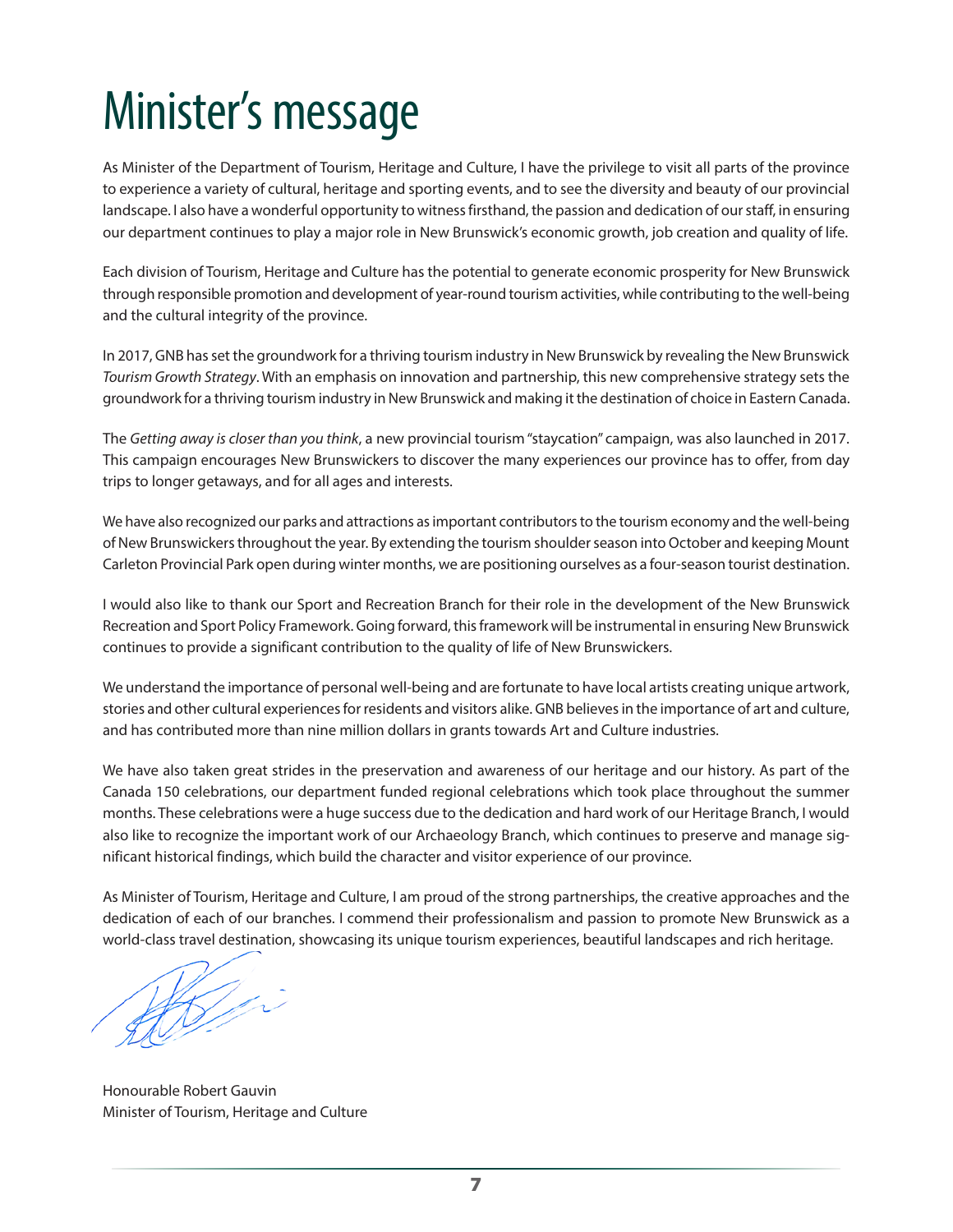# Minister's message

As Minister of the Department of Tourism, Heritage and Culture, I have the privilege to visit all parts of the province to experience a variety of cultural, heritage and sporting events, and to see the diversity and beauty of our provincial landscape. I also have a wonderful opportunity to witness firsthand, the passion and dedication of our staff, in ensuring our department continues to play a major role in New Brunswick's economic growth, job creation and quality of life.

Each division of Tourism, Heritage and Culture has the potential to generate economic prosperity for New Brunswick through responsible promotion and development of year-round tourism activities, while contributing to the well-being and the cultural integrity of the province.

In 2017, GNB has set the groundwork for a thriving tourism industry in New Brunswick by revealing the New Brunswick *Tourism Growth Strategy*. With an emphasis on innovation and partnership, this new comprehensive strategy sets the groundwork for a thriving tourism industry in New Brunswick and making it the destination of choice in Eastern Canada.

The *Getting away is closer than you think*, a new provincial tourism "staycation" campaign, was also launched in 2017. This campaign encourages New Brunswickers to discover the many experiences our province has to offer, from day trips to longer getaways, and for all ages and interests.

We have also recognized our parks and attractions as important contributors to the tourism economy and the well-being of New Brunswickers throughout the year. By extending the tourism shoulder season into October and keeping Mount Carleton Provincial Park open during winter months, we are positioning ourselves as a four-season tourist destination.

I would also like to thank our Sport and Recreation Branch for their role in the development of the New Brunswick Recreation and Sport Policy Framework. Going forward, this framework will be instrumental in ensuring New Brunswick continues to provide a significant contribution to the quality of life of New Brunswickers.

We understand the importance of personal well-being and are fortunate to have local artists creating unique artwork, stories and other cultural experiences for residents and visitors alike. GNB believes in the importance of art and culture, and has contributed more than nine million dollars in grants towards Art and Culture industries.

We have also taken great strides in the preservation and awareness of our heritage and our history. As part of the Canada 150 celebrations, our department funded regional celebrations which took place throughout the summer months. These celebrations were a huge success due to the dedication and hard work of our Heritage Branch, I would also like to recognize the important work of our Archaeology Branch, which continues to preserve and manage significant historical findings, which build the character and visitor experience of our province.

As Minister of Tourism, Heritage and Culture, I am proud of the strong partnerships, the creative approaches and the dedication of each of our branches. I commend their professionalism and passion to promote New Brunswick as a world-class travel destination, showcasing its unique tourism experiences, beautiful landscapes and rich heritage.

Honourable Robert Gauvin
Minister of Tourism, Heritage and Culture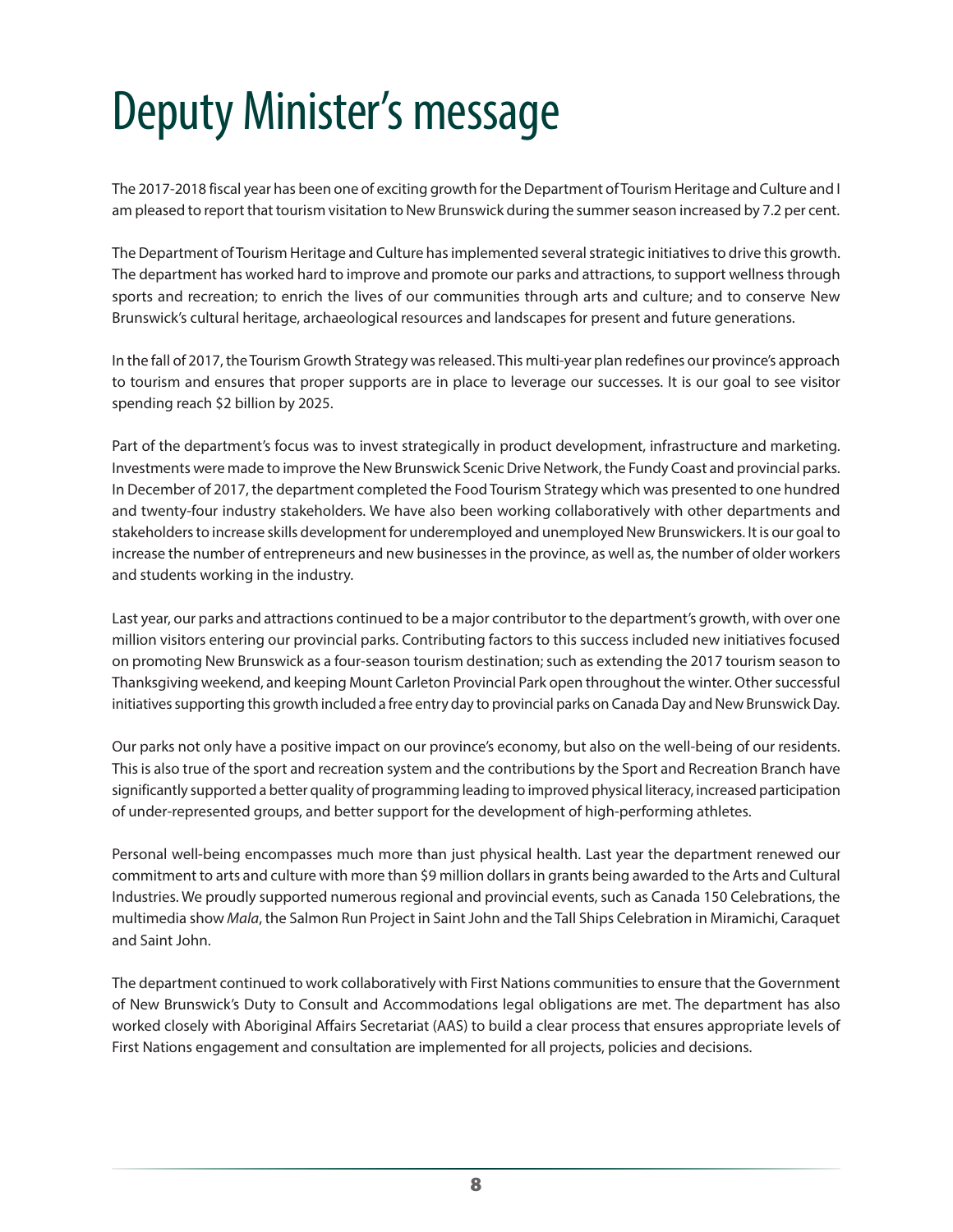# Deputy Minister's message

The 2017-2018 fiscal year has been one of exciting growth for the Department of Tourism Heritage and Culture and I am pleased to report that tourism visitation to New Brunswick during the summer season increased by 7.2 per cent.

The Department of Tourism Heritage and Culture has implemented several strategic initiatives to drive this growth. The department has worked hard to improve and promote our parks and attractions, to support wellness through sports and recreation; to enrich the lives of our communities through arts and culture; and to conserve New Brunswick's cultural heritage, archaeological resources and landscapes for present and future generations.

In the fall of 2017, the Tourism Growth Strategy was released. This multi-year plan redefines our province's approach to tourism and ensures that proper supports are in place to leverage our successes. It is our goal to see visitor spending reach $2 billion by 2025.

Part of the department's focus was to invest strategically in product development, infrastructure and marketing. Investments were made to improve the New Brunswick Scenic Drive Network, the Fundy Coast and provincial parks. In December of 2017, the department completed the Food Tourism Strategy which was presented to one hundred and twenty-four industry stakeholders. We have also been working collaboratively with other departments and stakeholders to increase skills development for underemployed and unemployed New Brunswickers. It is our goal to increase the number of entrepreneurs and new businesses in the province, as well as, the number of older workers and students working in the industry.

Last year, our parks and attractions continued to be a major contributor to the department's growth, with over one million visitors entering our provincial parks. Contributing factors to this success included new initiatives focused on promoting New Brunswick as a four-season tourism destination; such as extending the 2017 tourism season to Thanksgiving weekend, and keeping Mount Carleton Provincial Park open throughout the winter. Other successful initiatives supporting this growth included a free entry day to provincial parks on Canada Day and New Brunswick Day.

Our parks not only have a positive impact on our province's economy, but also on the well-being of our residents. This is also true of the sport and recreation system and the contributions by the Sport and Recreation Branch have significantly supported a better quality of programming leading to improved physical literacy, increased participation of under-represented groups, and better support for the development of high-performing athletes.

Personal well-being encompasses much more than just physical health. Last year the department renewed our commitment to arts and culture with more than $9 million dollars in grants being awarded to the Arts and Cultural Industries. We proudly supported numerous regional and provincial events, such as Canada 150 Celebrations, the multimedia show *Mala*, the Salmon Run Project in Saint John and the Tall Ships Celebration in Miramichi, Caraquet and Saint John.

The department continued to work collaboratively with First Nations communities to ensure that the Government of New Brunswick's Duty to Consult and Accommodations legal obligations are met. The department has also worked closely with Aboriginal Affairs Secretariat (AAS) to build a clear process that ensures appropriate levels of First Nations engagement and consultation are implemented for all projects, policies and decisions.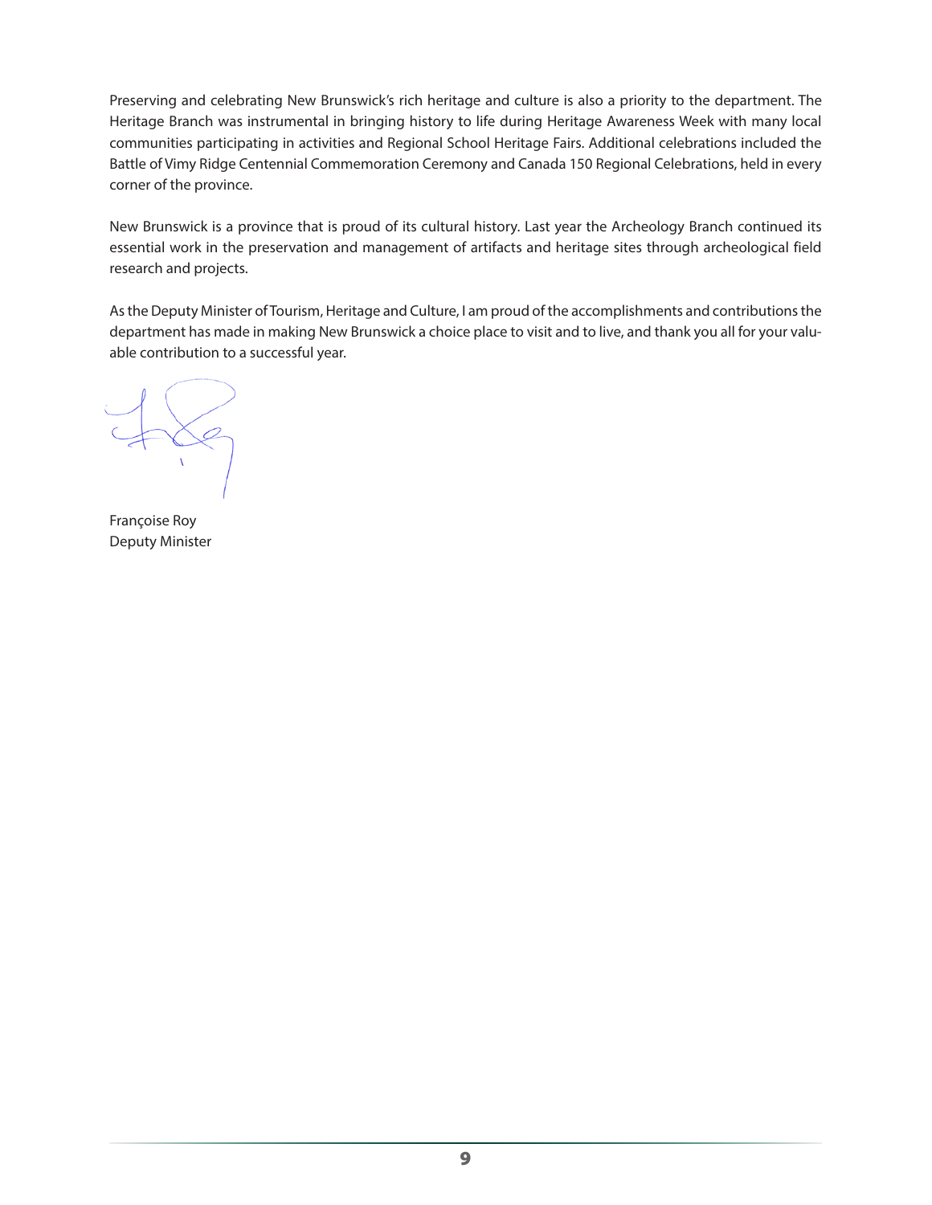Preserving and celebrating New Brunswick's rich heritage and culture is also a priority to the department. The Heritage Branch was instrumental in bringing history to life during Heritage Awareness Week with many local communities participating in activities and Regional School Heritage Fairs. Additional celebrations included the Battle of Vimy Ridge Centennial Commemoration Ceremony and Canada 150 Regional Celebrations, held in every corner of the province.

New Brunswick is a province that is proud of its cultural history. Last year the Archeology Branch continued its essential work in the preservation and management of artifacts and heritage sites through archeological field research and projects.

As the Deputy Minister of Tourism, Heritage and Culture, I am proud of the accomplishments and contributions the department has made in making New Brunswick a choice place to visit and to live, and thank you all for your valuable contribution to a successful year.

Françoise Roy
Deputy Minister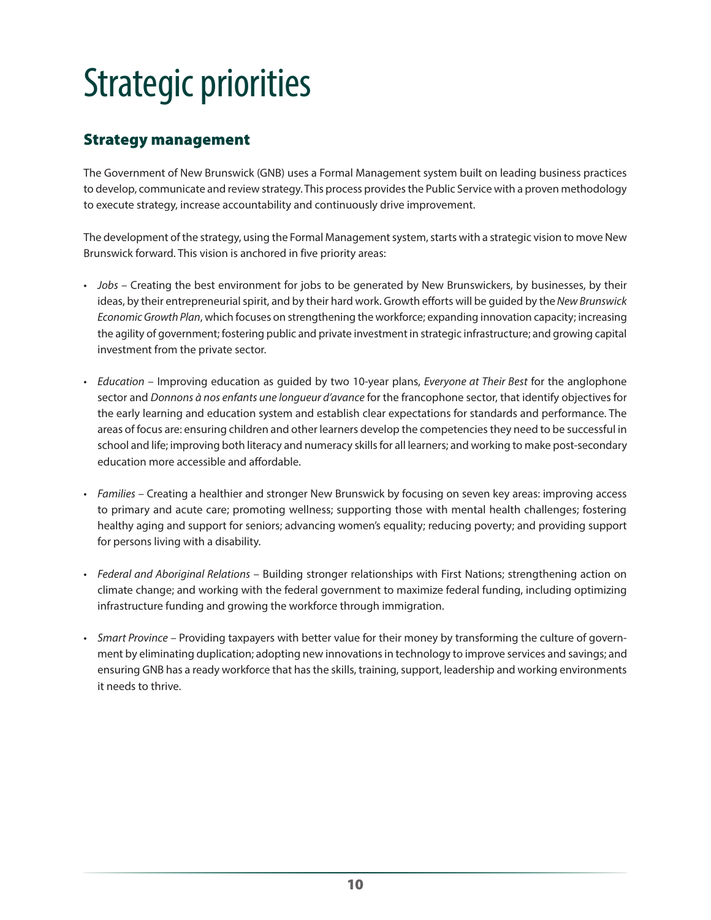# Strategic priorities

## Strategy management

The Government of New Brunswick (GNB) uses a Formal Management system built on leading business practices to develop, communicate and review strategy. This process provides the Public Service with a proven methodology to execute strategy, increase accountability and continuously drive improvement.

The development of the strategy, using the Formal Management system, starts with a strategic vision to move New Brunswick forward. This vision is anchored in five priority areas:

- *Jobs* – Creating the best environment for jobs to be generated by New Brunswickers, by businesses, by their ideas, by their entrepreneurial spirit, and by their hard work. Growth efforts will be guided by the *New Brunswick Economic Growth Plan*, which focuses on strengthening the workforce; expanding innovation capacity; increasing the agility of government; fostering public and private investment in strategic infrastructure; and growing capital investment from the private sector.

- *Education* – Improving education as guided by two 10-year plans, *Everyone at Their Best* for the anglophone sector and *Donnons à nos enfants une longueur d'avance* for the francophone sector, that identify objectives for the early learning and education system and establish clear expectations for standards and performance. The areas of focus are: ensuring children and other learners develop the competencies they need to be successful in school and life; improving both literacy and numeracy skills for all learners; and working to make post-secondary education more accessible and affordable.

- *Families* – Creating a healthier and stronger New Brunswick by focusing on seven key areas: improving access to primary and acute care; promoting wellness; supporting those with mental health challenges; fostering healthy aging and support for seniors; advancing women's equality; reducing poverty; and providing support for persons living with a disability.

- *Federal and Aboriginal Relations* – Building stronger relationships with First Nations; strengthening action on climate change; and working with the federal government to maximize federal funding, including optimizing infrastructure funding and growing the workforce through immigration.

- *Smart Province* – Providing taxpayers with better value for their money by transforming the culture of government by eliminating duplication; adopting new innovations in technology to improve services and savings; and ensuring GNB has a ready workforce that has the skills, training, support, leadership and working environments it needs to thrive.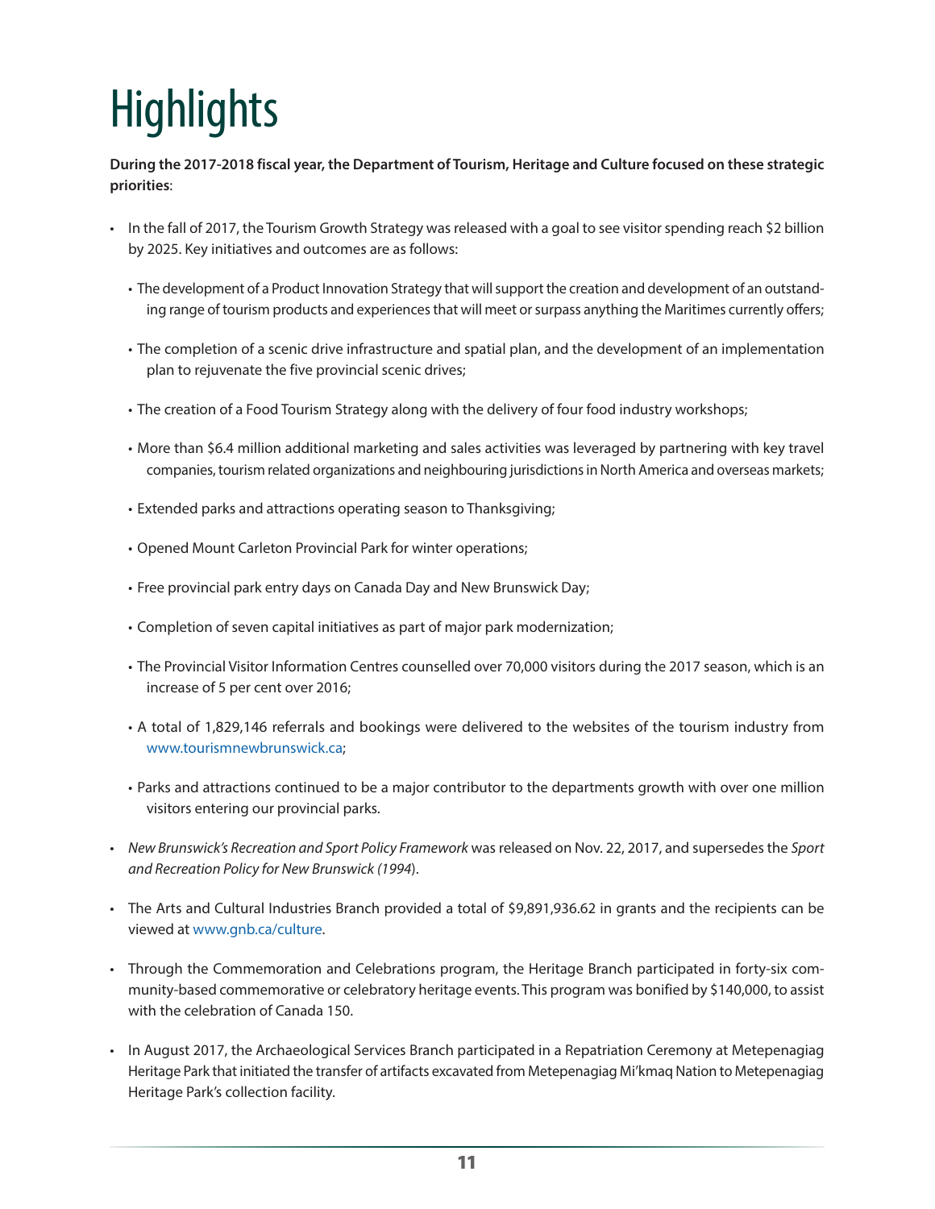# Highlights

**During the 2017-2018 fiscal year, the Department of Tourism, Heritage and Culture focused on these strategic priorities**:

- In the fall of 2017, the Tourism Growth Strategy was released with a goal to see visitor spending reach $2 billion by 2025. Key initiatives and outcomes are as follows:
  - The development of a Product Innovation Strategy that will support the creation and development of an outstanding range of tourism products and experiences that will meet or surpass anything the Maritimes currently offers;
  - The completion of a scenic drive infrastructure and spatial plan, and the development of an implementation plan to rejuvenate the five provincial scenic drives;
  - The creation of a Food Tourism Strategy along with the delivery of four food industry workshops;
  - More than $6.4 million additional marketing and sales activities was leveraged by partnering with key travel companies, tourism related organizations and neighbouring jurisdictions in North America and overseas markets;
  - Extended parks and attractions operating season to Thanksgiving;
  - Opened Mount Carleton Provincial Park for winter operations;
  - Free provincial park entry days on Canada Day and New Brunswick Day;
  - Completion of seven capital initiatives as part of major park modernization;
  - The Provincial Visitor Information Centres counselled over 70,000 visitors during the 2017 season, which is an increase of 5 per cent over 2016;
  - A total of 1,829,146 referrals and bookings were delivered to the websites of the tourism industry from www.tourismnewbrunswick.ca;
  - Parks and attractions continued to be a major contributor to the departments growth with over one million visitors entering our provincial parks.
- *New Brunswick's Recreation and Sport Policy Framework* was released on Nov. 22, 2017, and supersedes the *Sport and Recreation Policy for New Brunswick (1994*).
- The Arts and Cultural Industries Branch provided a total of $9,891,936.62 in grants and the recipients can be viewed at www.gnb.ca/culture.
- Through the Commemoration and Celebrations program, the Heritage Branch participated in forty-six community-based commemorative or celebratory heritage events. This program was bonified by $140,000, to assist with the celebration of Canada 150.
- In August 2017, the Archaeological Services Branch participated in a Repatriation Ceremony at Metepenagiag Heritage Park that initiated the transfer of artifacts excavated from Metepenagiag Mi'kmaq Nation to Metepenagiag Heritage Park's collection facility.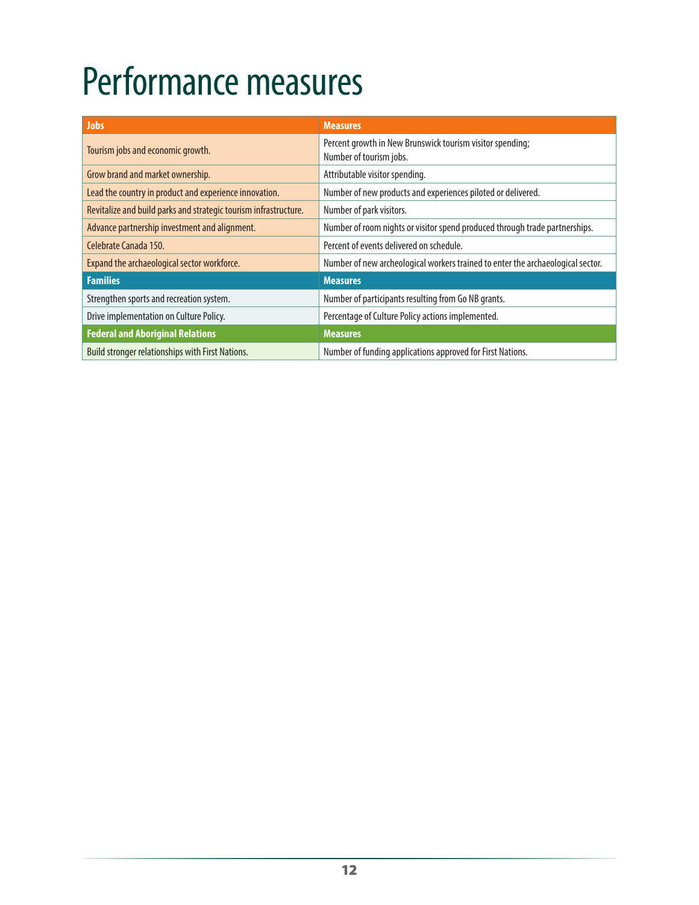# Performance measures

| Jobs | Measures |
|---|---|
| Tourism jobs and economic growth. | Percent growth in New Brunswick tourism visitor spending; Number of tourism jobs. |
| Grow brand and market ownership. | Attributable visitor spending. |
| Lead the country in product and experience innovation. | Number of new products and experiences piloted or delivered. |
| Revitalize and build parks and strategic tourism infrastructure. | Number of park visitors. |
| Advance partnership investment and alignment. | Number of room nights or visitor spend produced through trade partnerships. |
| Celebrate Canada 150. | Percent of events delivered on schedule. |
| Expand the archaeological sector workforce. | Number of new archeological workers trained to enter the archaeological sector. |
| **Families** | **Measures** |
| Strengthen sports and recreation system. | Number of participants resulting from Go NB grants. |
| Drive implementation on Culture Policy. | Percentage of Culture Policy actions implemented. |
| **Federal and Aboriginal Relations** | **Measures** |
| Build stronger relationships with First Nations. | Number of funding applications approved for First Nations. |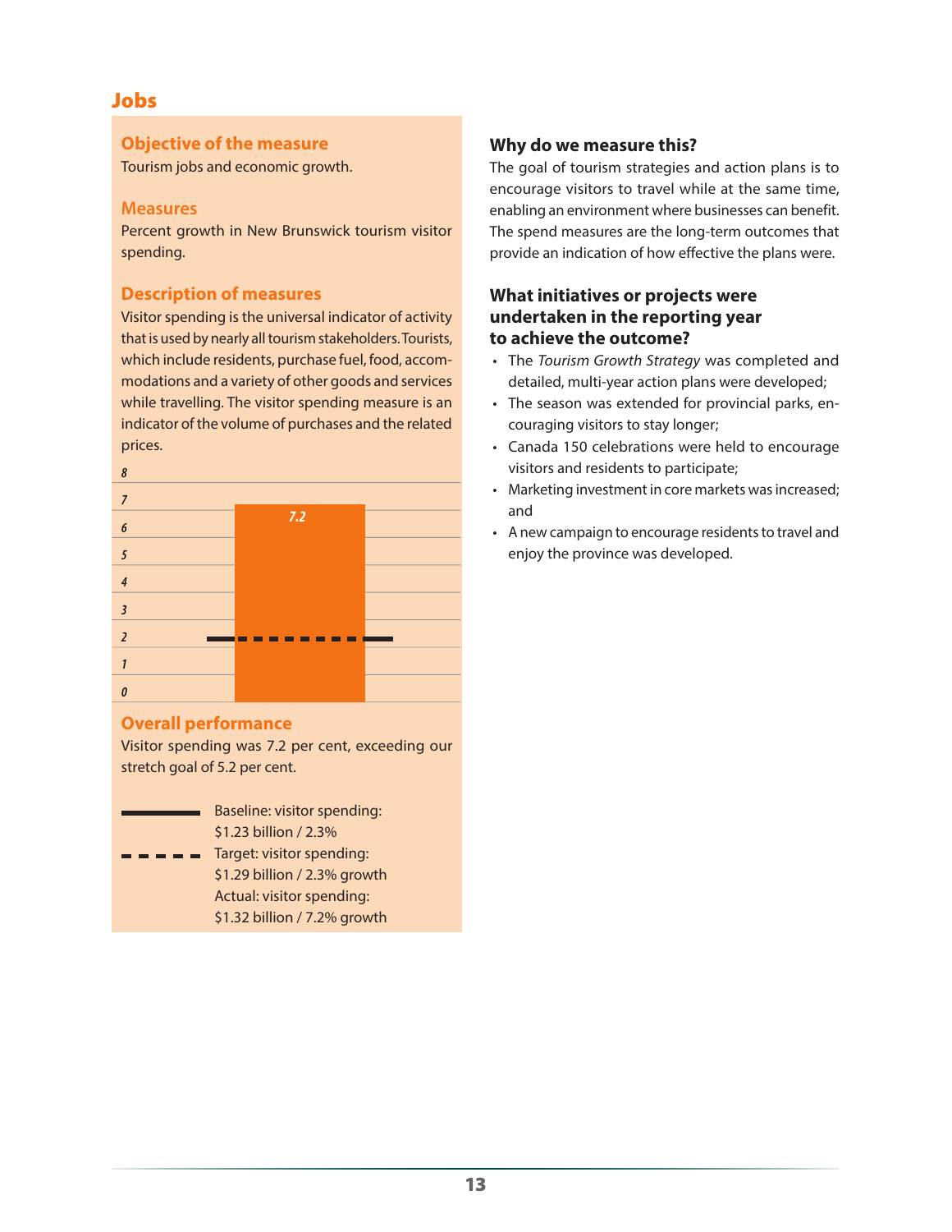## Jobs

### Objective of the measure

Tourism jobs and economic growth.

### Measures

Percent growth in New Brunswick tourism visitor spending.

### Description of measures

Visitor spending is the universal indicator of activity that is used by nearly all tourism stakeholders. Tourists, which include residents, purchase fuel, food, accommodations and a variety of other goods and services while travelling. The visitor spending measure is an indicator of the volume of purchases and the related prices.

8
7
6
5
4
3
2
1
0

7.2

### Overall performance

Visitor spending was 7.2 per cent, exceeding our stretch goal of 5.2 per cent.

Baseline: visitor spending: $1.23 billion / 2.3%
Target: visitor spending: $1.29 billion / 2.3% growth
Actual: visitor spending: $1.32 billion / 7.2% growth

### Why do we measure this?

The goal of tourism strategies and action plans is to encourage visitors to travel while at the same time, enabling an environment where businesses can benefit. The spend measures are the long-term outcomes that provide an indication of how effective the plans were.

### What initiatives or projects were undertaken in the reporting year to achieve the outcome?

- The *Tourism Growth Strategy* was completed and detailed, multi-year action plans were developed;
- The season was extended for provincial parks, encouraging visitors to stay longer;
- Canada 150 celebrations were held to encourage visitors and residents to participate;
- Marketing investment in core markets was increased; and
- A new campaign to encourage residents to travel and enjoy the province was developed.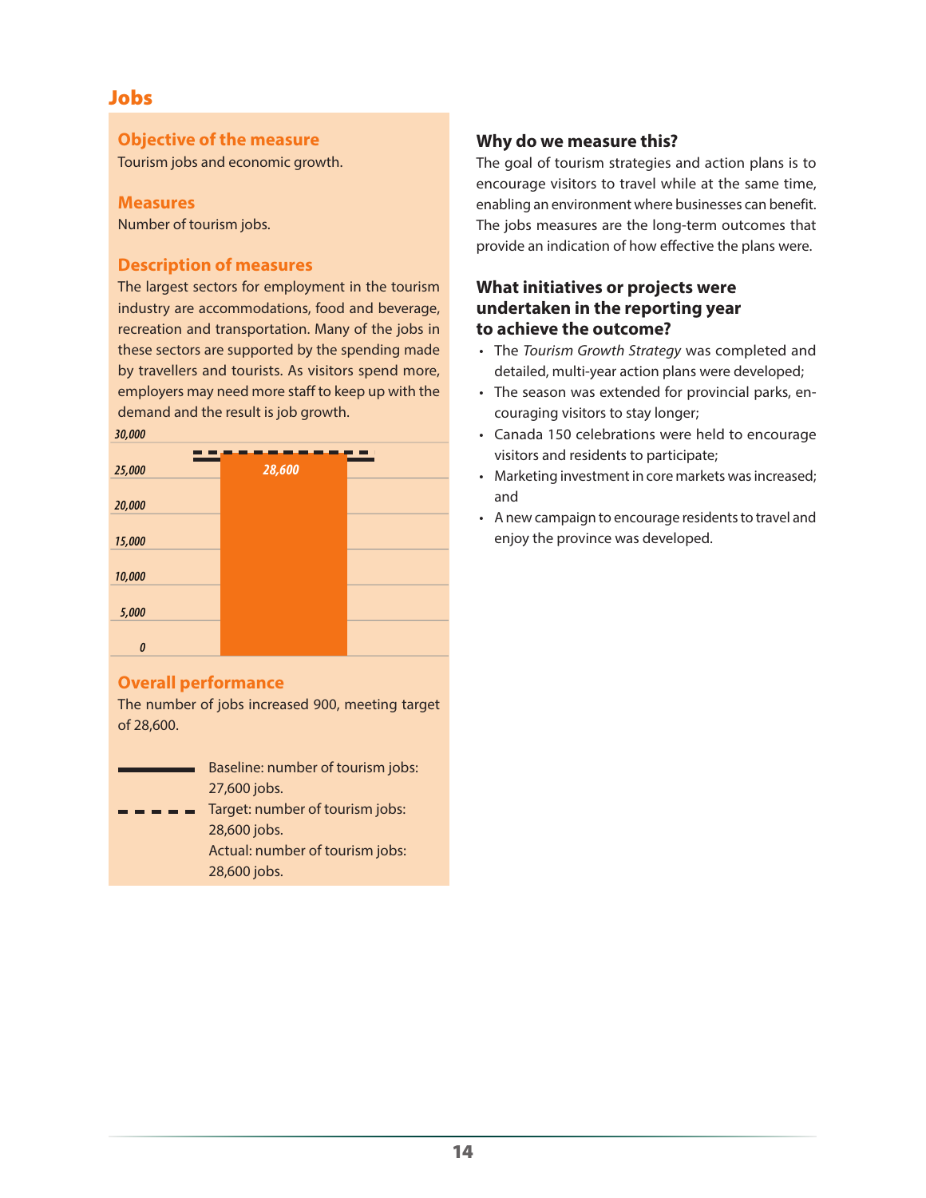## Jobs

### Objective of the measure

Tourism jobs and economic growth.

### Measures

Number of tourism jobs.

### Description of measures

The largest sectors for employment in the tourism industry are accommodations, food and beverage, recreation and transportation. Many of the jobs in these sectors are supported by the spending made by travellers and tourists. As visitors spend more, employers may need more staff to keep up with the demand and the result is job growth.

*30,000*
*25,000*
*20,000*
*15,000*
*10,000*
*5,000*
*0*

*28,600*

### Overall performance

The number of jobs increased 900, meeting target of 28,600.

Baseline: number of tourism jobs: 27,600 jobs.
Target: number of tourism jobs: 28,600 jobs.
Actual: number of tourism jobs: 28,600 jobs.

### Why do we measure this?

The goal of tourism strategies and action plans is to encourage visitors to travel while at the same time, enabling an environment where businesses can benefit. The jobs measures are the long-term outcomes that provide an indication of how effective the plans were.

### What initiatives or projects were undertaken in the reporting year to achieve the outcome?

- The *Tourism Growth Strategy* was completed and detailed, multi-year action plans were developed;
- The season was extended for provincial parks, encouraging visitors to stay longer;
- Canada 150 celebrations were held to encourage visitors and residents to participate;
- Marketing investment in core markets was increased; and
- A new campaign to encourage residents to travel and enjoy the province was developed.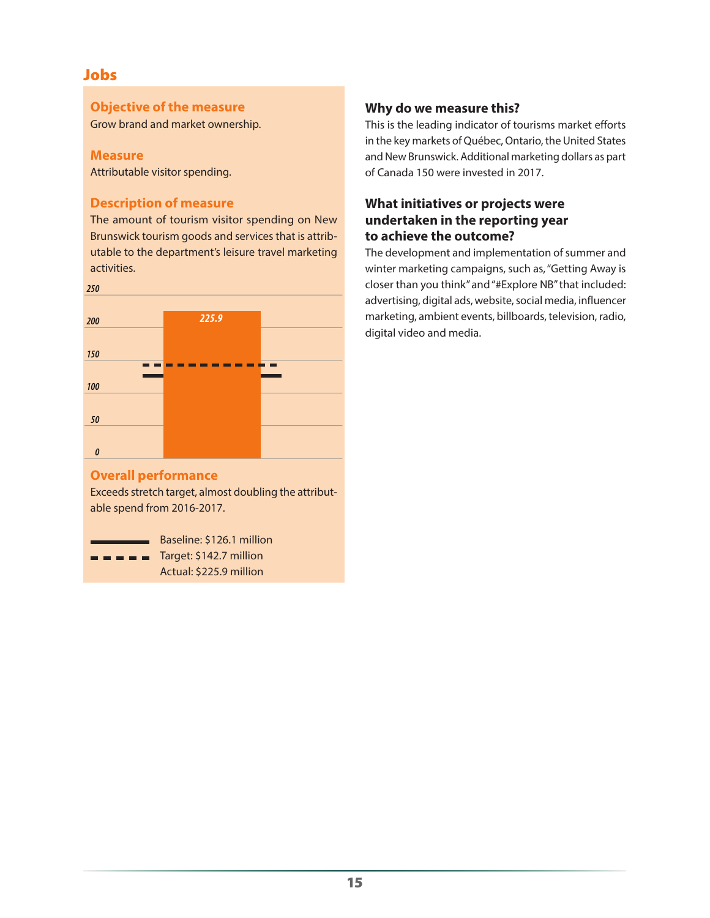## Jobs

### Objective of the measure

Grow brand and market ownership.

### Measure

Attributable visitor spending.

### Description of measure

The amount of tourism visitor spending on New Brunswick tourism goods and services that is attributable to the department's leisure travel marketing activities.

250

200

150

100

50

0

225.9

### Overall performance

Exceeds stretch target, almost doubling the attributable spend from 2016-2017.

Baseline: $126.1 million
Target: $142.7 million
Actual: $225.9 million

### Why do we measure this?

This is the leading indicator of tourisms market efforts in the key markets of Québec, Ontario, the United States and New Brunswick. Additional marketing dollars as part of Canada 150 were invested in 2017.

### What initiatives or projects were undertaken in the reporting year to achieve the outcome?

The development and implementation of summer and winter marketing campaigns, such as, "Getting Away is closer than you think" and "#Explore NB" that included: advertising, digital ads, website, social media, influencer marketing, ambient events, billboards, television, radio, digital video and media.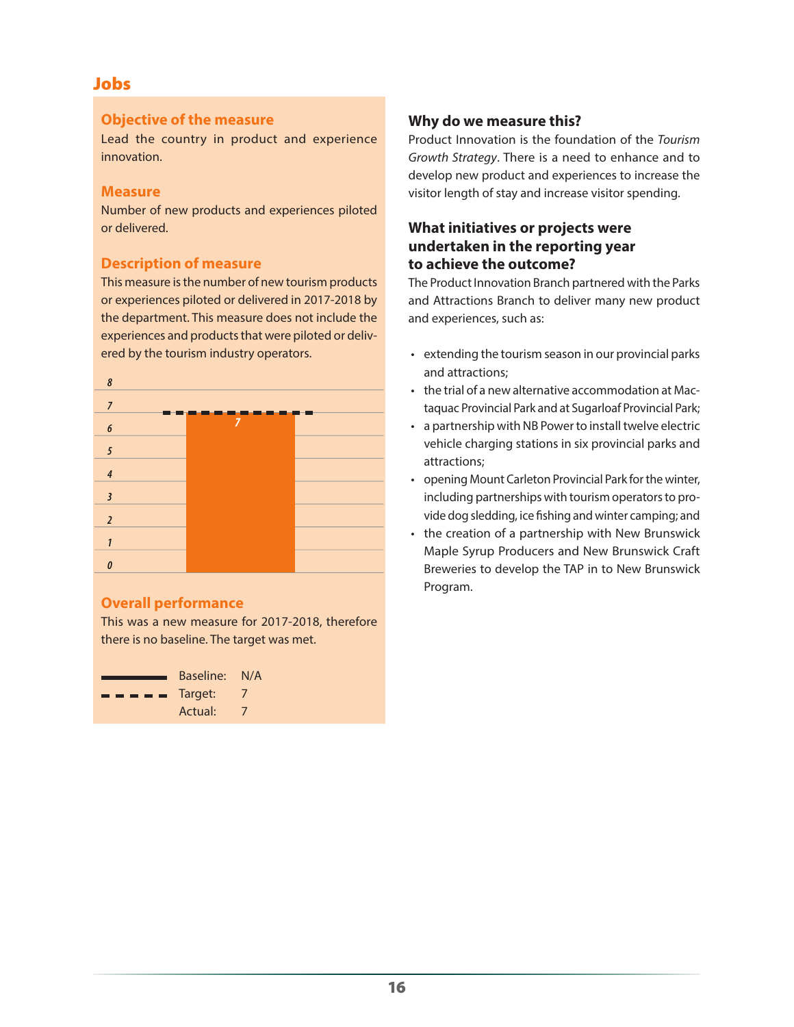## Jobs

### Objective of the measure

Lead the country in product and experience innovation.

### Measure

Number of new products and experiences piloted or delivered.

### Description of measure

This measure is the number of new tourism products or experiences piloted or delivered in 2017-2018 by the department. This measure does not include the experiences and products that were piloted or delivered by the tourism industry operators.

### Overall performance

This was a new measure for 2017-2018, therefore there is no baseline. The target was met.

| | | |
|---|---|---|
| ▬▬▬ | Baseline: | N/A |
| ‑ ‑ ‑ ‑ | Target: | 7 |
| | Actual: | 7 |

### Why do we measure this?

Product Innovation is the foundation of the *Tourism Growth Strategy*. There is a need to enhance and to develop new product and experiences to increase the visitor length of stay and increase visitor spending.

### What initiatives or projects were undertaken in the reporting year to achieve the outcome?

The Product Innovation Branch partnered with the Parks and Attractions Branch to deliver many new product and experiences, such as:

- extending the tourism season in our provincial parks and attractions;
- the trial of a new alternative accommodation at Mactaquac Provincial Park and at Sugarloaf Provincial Park;
- a partnership with NB Power to install twelve electric vehicle charging stations in six provincial parks and attractions;
- opening Mount Carleton Provincial Park for the winter, including partnerships with tourism operators to provide dog sledding, ice fishing and winter camping; and
- the creation of a partnership with New Brunswick Maple Syrup Producers and New Brunswick Craft Breweries to develop the TAP in to New Brunswick Program.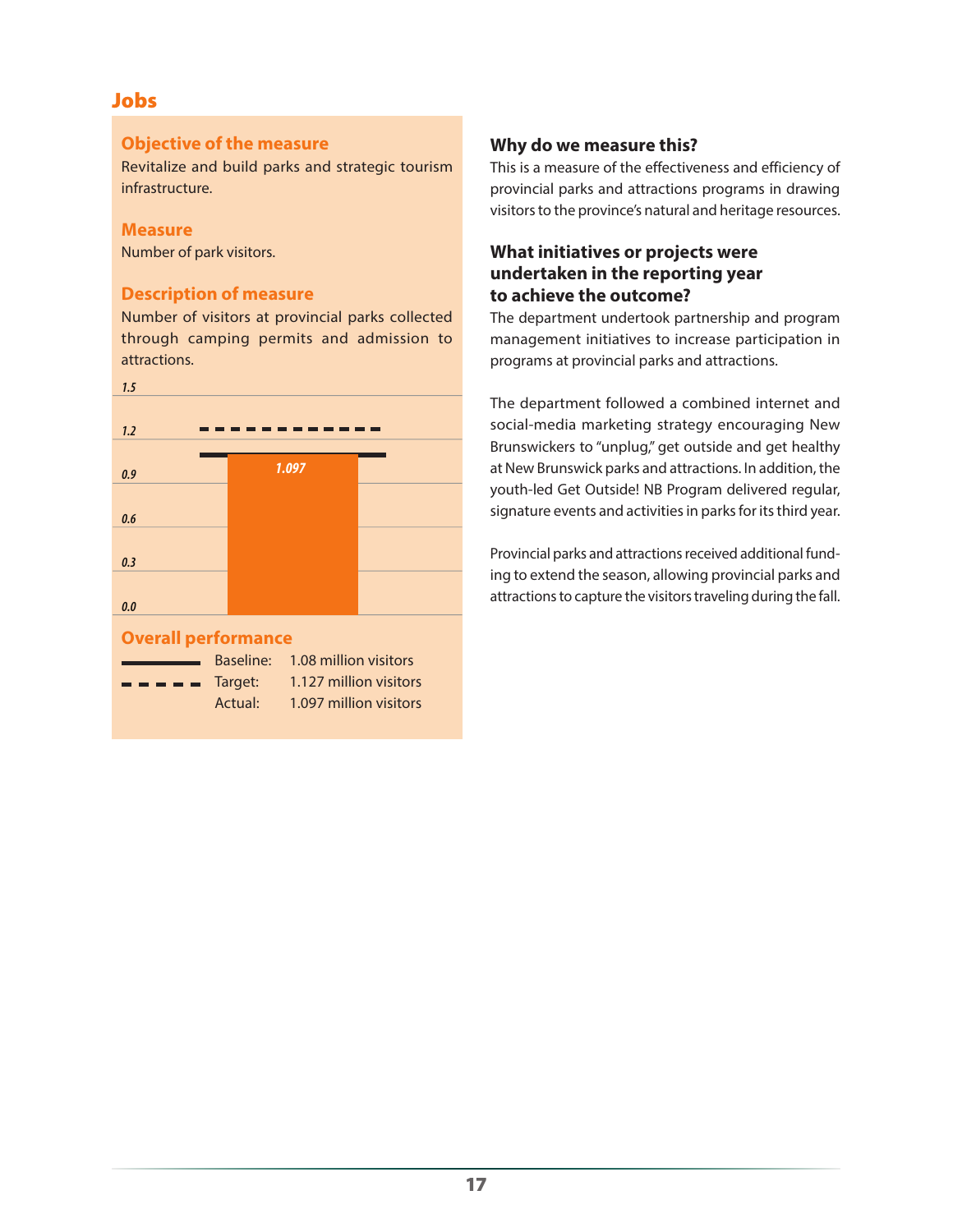## Jobs

### Objective of the measure

Revitalize and build parks and strategic tourism infrastructure.

### Measure

Number of park visitors.

### Description of measure

Number of visitors at provincial parks collected through camping permits and admission to attractions.

### Overall performance

| | | |
|---|---|---|
| ——— | Baseline: | 1.08 million visitors |
| - - - - | Target: | 1.127 million visitors |
| | Actual: | 1.097 million visitors |

### Why do we measure this?

This is a measure of the effectiveness and efficiency of provincial parks and attractions programs in drawing visitors to the province's natural and heritage resources.

### What initiatives or projects were undertaken in the reporting year to achieve the outcome?

The department undertook partnership and program management initiatives to increase participation in programs at provincial parks and attractions.

The department followed a combined internet and social-media marketing strategy encouraging New Brunswickers to "unplug," get outside and get healthy at New Brunswick parks and attractions. In addition, the youth-led Get Outside! NB Program delivered regular, signature events and activities in parks for its third year.

Provincial parks and attractions received additional funding to extend the season, allowing provincial parks and attractions to capture the visitors traveling during the fall.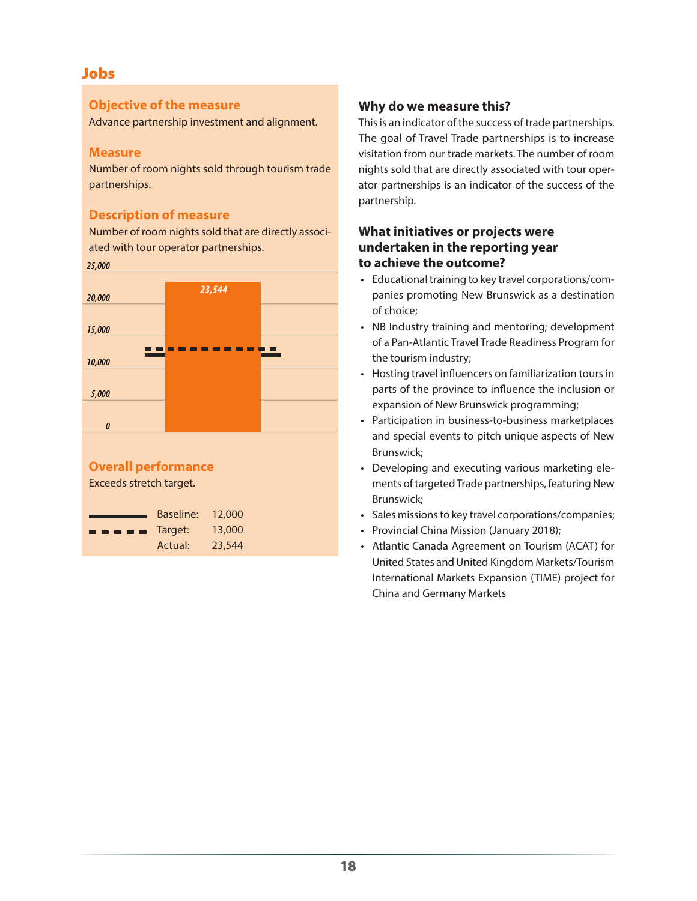## Jobs

### Objective of the measure

Advance partnership investment and alignment.

### Measure

Number of room nights sold through tourism trade partnerships.

### Description of measure

Number of room nights sold that are directly associated with tour operator partnerships.

*25,000*

*20,000*

*15,000*

*10,000*

*5,000*

*0*

*23,544*

### Overall performance

Exceeds stretch target.

| | | |
|---|---|---|
| ▬▬▬ | Baseline: | 12,000 |
| ▬ ▬ ▬ ▬ ▬ | Target: | 13,000 |
| | Actual: | 23,544 |

### Why do we measure this?

This is an indicator of the success of trade partnerships. The goal of Travel Trade partnerships is to increase visitation from our trade markets. The number of room nights sold that are directly associated with tour operator partnerships is an indicator of the success of the partnership.

### What initiatives or projects were undertaken in the reporting year to achieve the outcome?

- Educational training to key travel corporations/companies promoting New Brunswick as a destination of choice;
- NB Industry training and mentoring; development of a Pan-Atlantic Travel Trade Readiness Program for the tourism industry;
- Hosting travel influencers on familiarization tours in parts of the province to influence the inclusion or expansion of New Brunswick programming;
- Participation in business-to-business marketplaces and special events to pitch unique aspects of New Brunswick;
- Developing and executing various marketing elements of targeted Trade partnerships, featuring New Brunswick;
- Sales missions to key travel corporations/companies;
- Provincial China Mission (January 2018);
- Atlantic Canada Agreement on Tourism (ACAT) for United States and United Kingdom Markets/Tourism International Markets Expansion (TIME) project for China and Germany Markets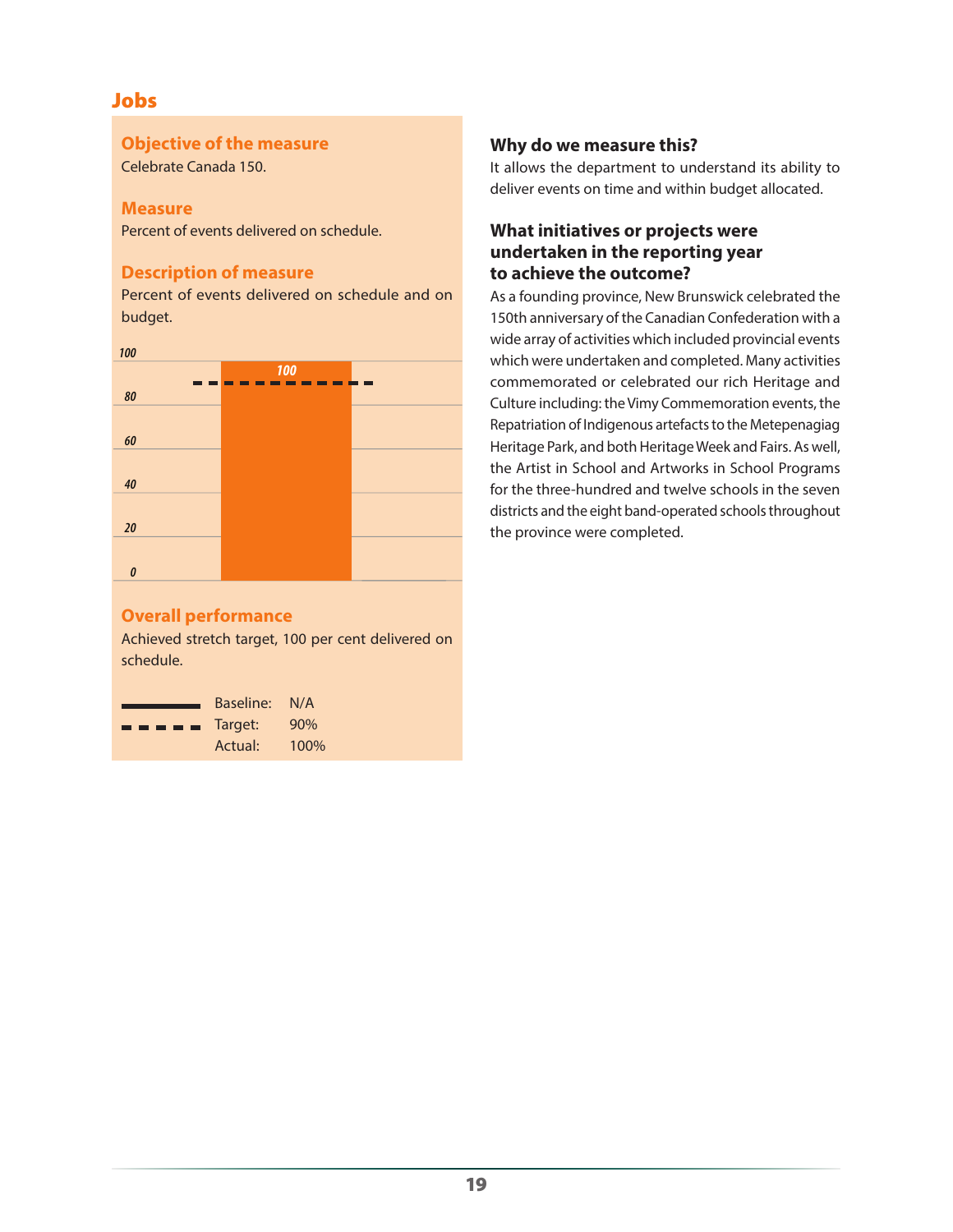## Jobs

### Objective of the measure

Celebrate Canada 150.

### Measure

Percent of events delivered on schedule.

### Description of measure

Percent of events delivered on schedule and on budget.

### Overall performance

Achieved stretch target, 100 per cent delivered on schedule.

| | |
|---|---|
| Baseline: | N/A |
| Target: | 90% |
| Actual: | 100% |

### Why do we measure this?

It allows the department to understand its ability to deliver events on time and within budget allocated.

### What initiatives or projects were undertaken in the reporting year to achieve the outcome?

As a founding province, New Brunswick celebrated the 150th anniversary of the Canadian Confederation with a wide array of activities which included provincial events which were undertaken and completed. Many activities commemorated or celebrated our rich Heritage and Culture including: the Vimy Commemoration events, the Repatriation of Indigenous artefacts to the Metepenagiag Heritage Park, and both Heritage Week and Fairs. As well, the Artist in School and Artworks in School Programs for the three-hundred and twelve schools in the seven districts and the eight band-operated schools throughout the province were completed.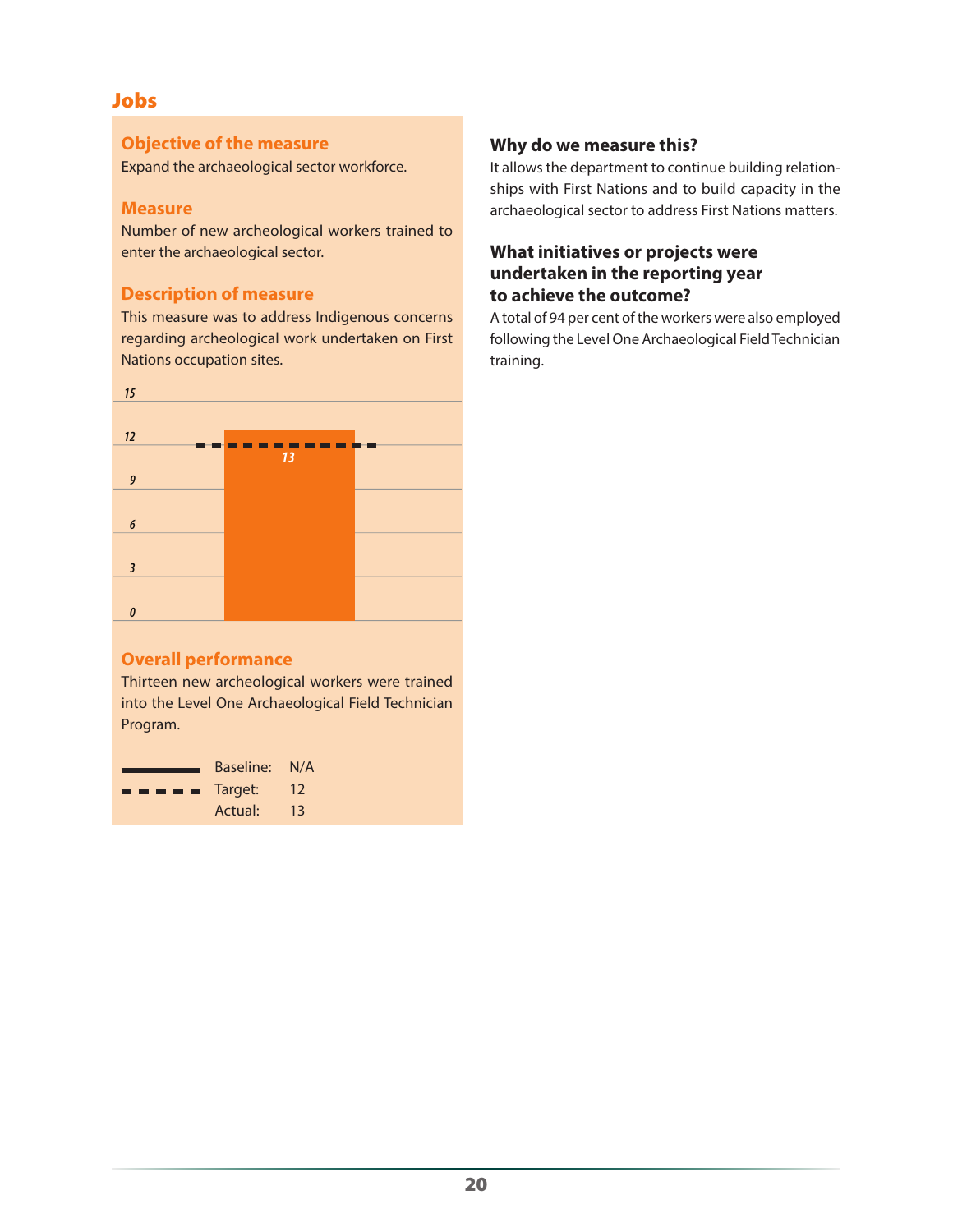## Jobs

### Objective of the measure

Expand the archaeological sector workforce.

### Measure

Number of new archeological workers trained to enter the archaeological sector.

### Description of measure

This measure was to address Indigenous concerns regarding archeological work undertaken on First Nations occupation sites.

### Overall performance

Thirteen new archeological workers were trained into the Level One Archaeological Field Technician Program.

| | | |
|---|---|---|
| ——— | Baseline: | N/A |
| - - - - | Target: | 12 |
| | Actual: | 13 |

### Why do we measure this?

It allows the department to continue building relationships with First Nations and to build capacity in the archaeological sector to address First Nations matters.

### What initiatives or projects were undertaken in the reporting year to achieve the outcome?

A total of 94 per cent of the workers were also employed following the Level One Archaeological Field Technician training.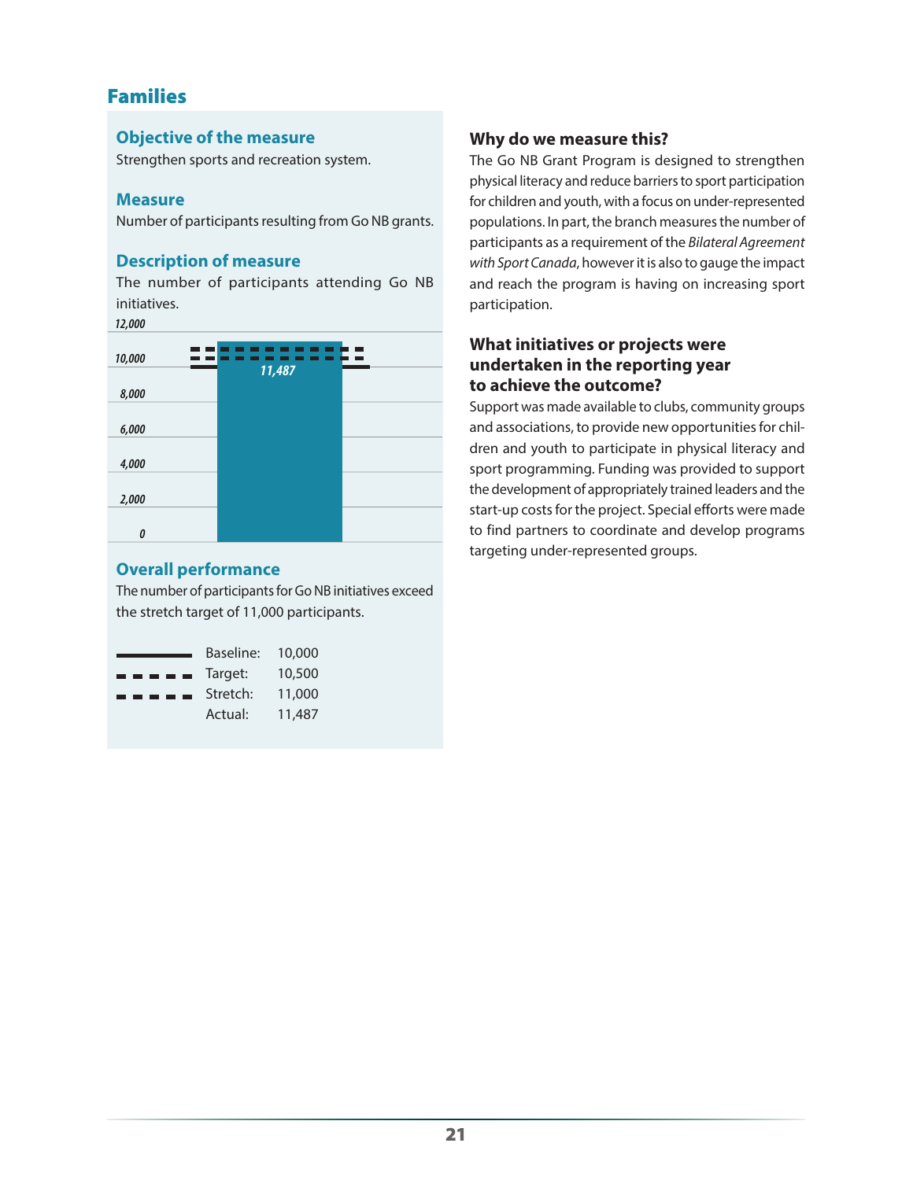## Families

### Objective of the measure

Strengthen sports and recreation system.

### Measure

Number of participants resulting from Go NB grants.

### Description of measure

The number of participants attending Go NB initiatives.

### Overall performance

The number of participants for Go NB initiatives exceed the stretch target of 11,000 participants.

| | | |
|---|---|---|
| Baseline: | 10,000 |
| Target: | 10,500 |
| Stretch: | 11,000 |
| Actual: | 11,487 |

### Why do we measure this?

The Go NB Grant Program is designed to strengthen physical literacy and reduce barriers to sport participation for children and youth, with a focus on under-represented populations. In part, the branch measures the number of participants as a requirement of the *Bilateral Agreement with Sport Canada*, however it is also to gauge the impact and reach the program is having on increasing sport participation.

### What initiatives or projects were undertaken in the reporting year to achieve the outcome?

Support was made available to clubs, community groups and associations, to provide new opportunities for children and youth to participate in physical literacy and sport programming. Funding was provided to support the development of appropriately trained leaders and the start-up costs for the project. Special efforts were made to find partners to coordinate and develop programs targeting under-represented groups.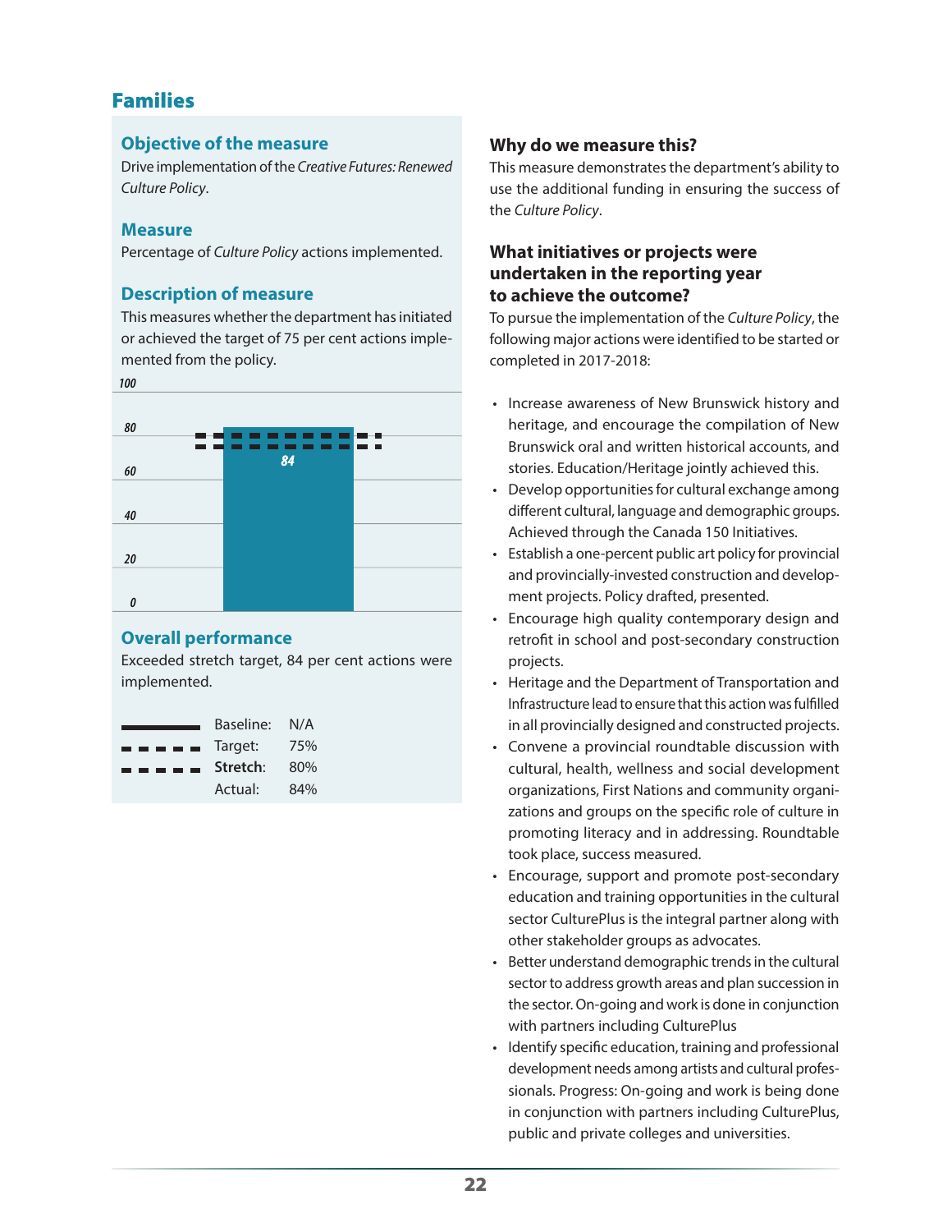## Families

### Objective of the measure

Drive implementation of the *Creative Futures: Renewed Culture Policy*.

### Measure

Percentage of *Culture Policy* actions implemented.

### Description of measure

This measures whether the department has initiated or achieved the target of 75 per cent actions implemented from the policy.

### Overall performance

Exceeded stretch target, 84 per cent actions were implemented.

| | | |
|---|---|---|
| ——— | Baseline: | N/A |
| - - - - - | Target: | 75% |
| - - - - - | **Stretch**: | 80% |
| | Actual: | 84% |

### Why do we measure this?

This measure demonstrates the department's ability to use the additional funding in ensuring the success of the *Culture Policy*.

### What initiatives or projects were undertaken in the reporting year to achieve the outcome?

To pursue the implementation of the *Culture Policy*, the following major actions were identified to be started or completed in 2017-2018:

- Increase awareness of New Brunswick history and heritage, and encourage the compilation of New Brunswick oral and written historical accounts, and stories. Education/Heritage jointly achieved this.
- Develop opportunities for cultural exchange among different cultural, language and demographic groups. Achieved through the Canada 150 Initiatives.
- Establish a one-percent public art policy for provincial and provincially-invested construction and development projects. Policy drafted, presented.
- Encourage high quality contemporary design and retrofit in school and post-secondary construction projects.
- Heritage and the Department of Transportation and Infrastructure lead to ensure that this action was fulfilled in all provincially designed and constructed projects.
- Convene a provincial roundtable discussion with cultural, health, wellness and social development organizations, First Nations and community organizations and groups on the specific role of culture in promoting literacy and in addressing. Roundtable took place, success measured.
- Encourage, support and promote post-secondary education and training opportunities in the cultural sector CulturePlus is the integral partner along with other stakeholder groups as advocates.
- Better understand demographic trends in the cultural sector to address growth areas and plan succession in the sector. On-going and work is done in conjunction with partners including CulturePlus
- Identify specific education, training and professional development needs among artists and cultural professionals. Progress: On-going and work is being done in conjunction with partners including CulturePlus, public and private colleges and universities.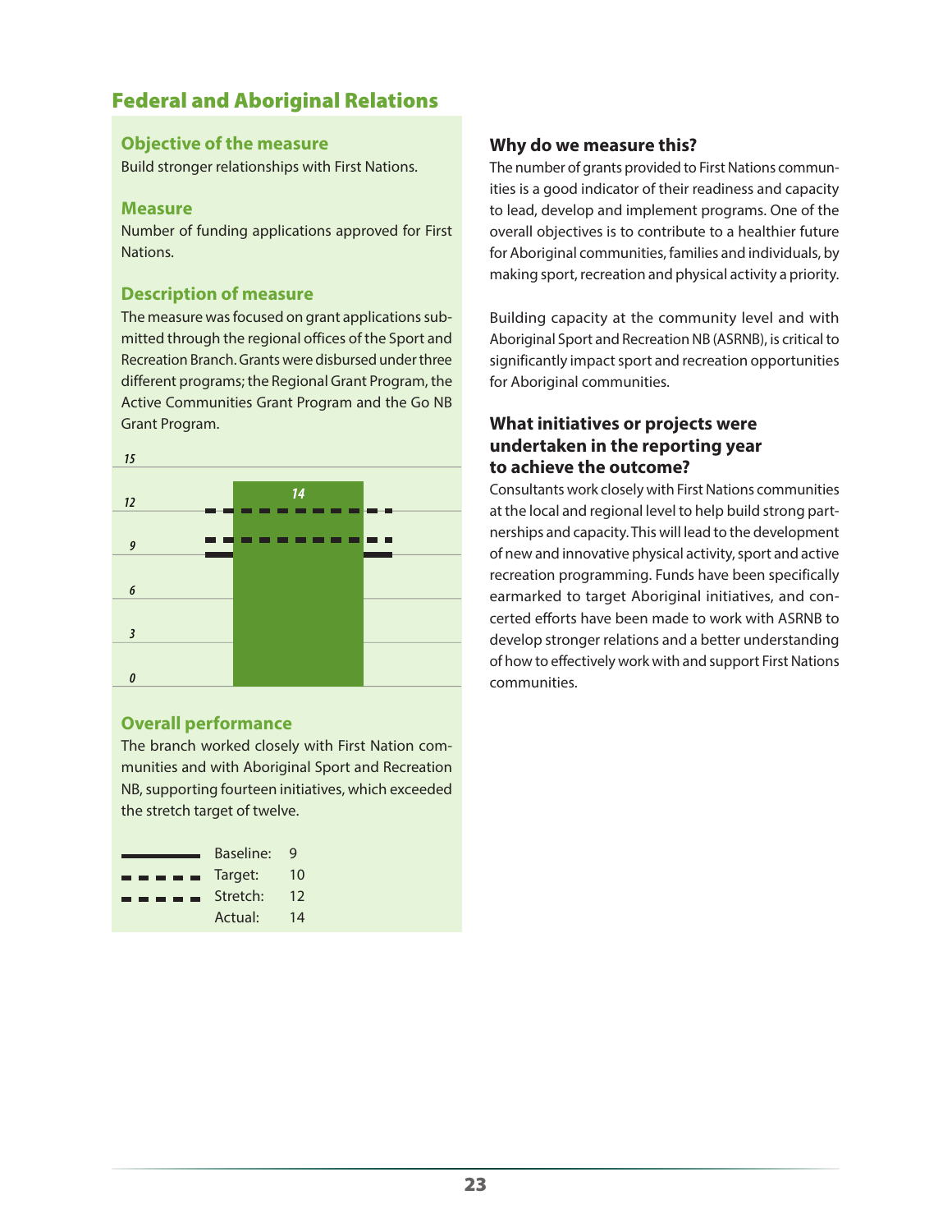## Federal and Aboriginal Relations

### Objective of the measure

Build stronger relationships with First Nations.

### Measure

Number of funding applications approved for First Nations.

### Description of measure

The measure was focused on grant applications submitted through the regional offices of the Sport and Recreation Branch. Grants were disbursed under three different programs; the Regional Grant Program, the Active Communities Grant Program and the Go NB Grant Program.

### Overall performance

The branch worked closely with First Nation communities and with Aboriginal Sport and Recreation NB, supporting fourteen initiatives, which exceeded the stretch target of twelve.

| | |
|---|---|
| Baseline: | 9 |
| Target: | 10 |
| Stretch: | 12 |
| Actual: | 14 |

### Why do we measure this?

The number of grants provided to First Nations communities is a good indicator of their readiness and capacity to lead, develop and implement programs. One of the overall objectives is to contribute to a healthier future for Aboriginal communities, families and individuals, by making sport, recreation and physical activity a priority.

Building capacity at the community level and with Aboriginal Sport and Recreation NB (ASRNB), is critical to significantly impact sport and recreation opportunities for Aboriginal communities.

### What initiatives or projects were undertaken in the reporting year to achieve the outcome?

Consultants work closely with First Nations communities at the local and regional level to help build strong partnerships and capacity. This will lead to the development of new and innovative physical activity, sport and active recreation programming. Funds have been specifically earmarked to target Aboriginal initiatives, and concerted efforts have been made to work with ASRNB to develop stronger relations and a better understanding of how to effectively work with and support First Nations communities.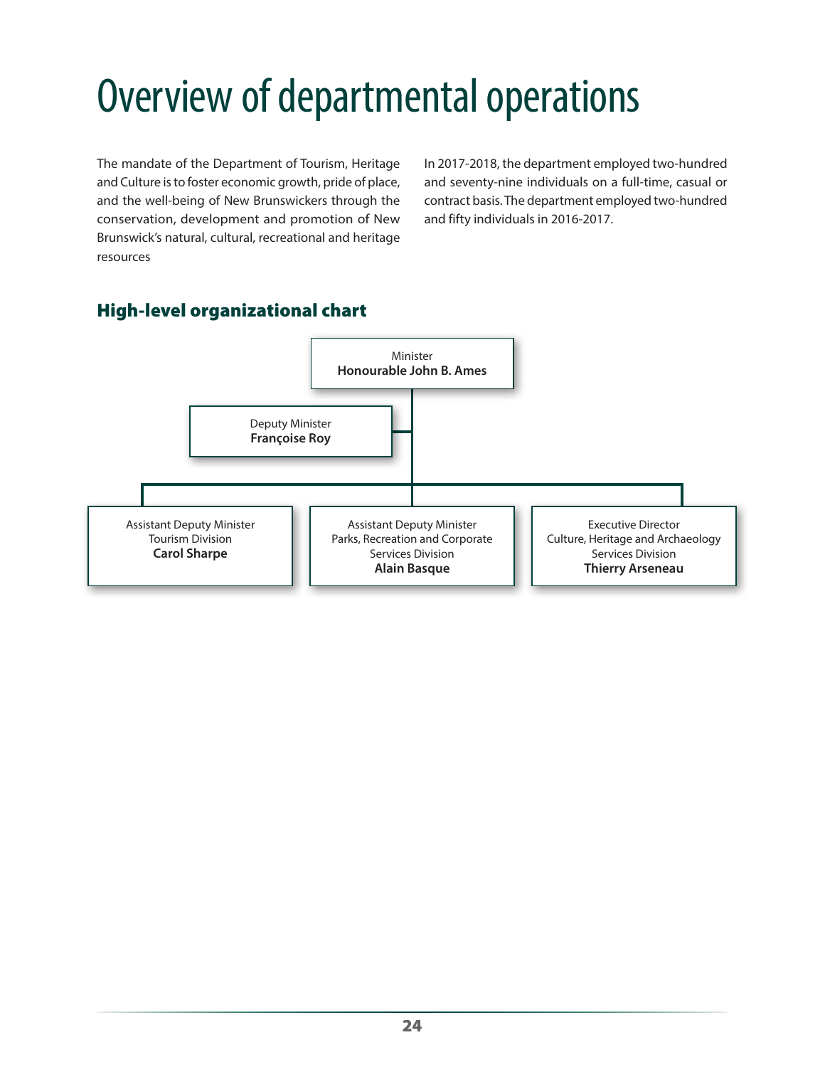# Overview of departmental operations

The mandate of the Department of Tourism, Heritage and Culture is to foster economic growth, pride of place, and the well-being of New Brunswickers through the conservation, development and promotion of New Brunswick's natural, cultural, recreational and heritage resources

In 2017-2018, the department employed two-hundred and seventy-nine individuals on a full-time, casual or contract basis. The department employed two-hundred and fifty individuals in 2016-2017.

## High-level organizational chart

Minister
**Honourable John B. Ames**

Deputy Minister
**Françoise Roy**

Assistant Deputy Minister
Tourism Division
**Carol Sharpe**

Assistant Deputy Minister
Parks, Recreation and Corporate Services Division
**Alain Basque**

Executive Director
Culture, Heritage and Archaeology Services Division
**Thierry Arseneau**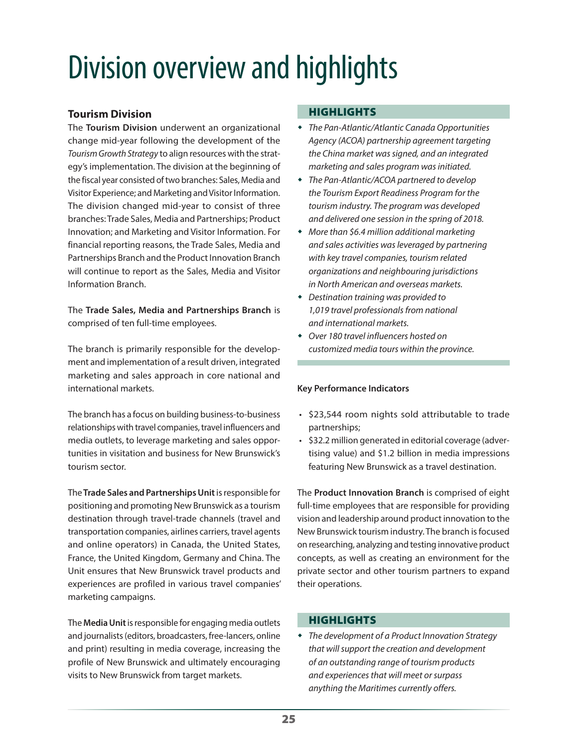# Division overview and highlights

### Tourism Division

The **Tourism Division** underwent an organizational change mid-year following the development of the *Tourism Growth Strategy* to align resources with the strategy's implementation. The division at the beginning of the fiscal year consisted of two branches: Sales, Media and Visitor Experience; and Marketing and Visitor Information. The division changed mid-year to consist of three branches: Trade Sales, Media and Partnerships; Product Innovation; and Marketing and Visitor Information. For financial reporting reasons, the Trade Sales, Media and Partnerships Branch and the Product Innovation Branch will continue to report as the Sales, Media and Visitor Information Branch.

The **Trade Sales, Media and Partnerships Branch** is comprised of ten full-time employees.

The branch is primarily responsible for the development and implementation of a result driven, integrated marketing and sales approach in core national and international markets.

The branch has a focus on building business-to-business relationships with travel companies, travel influencers and media outlets, to leverage marketing and sales opportunities in visitation and business for New Brunswick's tourism sector.

The **Trade Sales and Partnerships Unit** is responsible for positioning and promoting New Brunswick as a tourism destination through travel-trade channels (travel and transportation companies, airlines carriers, travel agents and online operators) in Canada, the United States, France, the United Kingdom, Germany and China. The Unit ensures that New Brunswick travel products and experiences are profiled in various travel companies' marketing campaigns.

The **Media Unit** is responsible for engaging media outlets and journalists (editors, broadcasters, free-lancers, online and print) resulting in media coverage, increasing the profile of New Brunswick and ultimately encouraging visits to New Brunswick from target markets.

#### HIGHLIGHTS

- *The Pan-Atlantic/Atlantic Canada Opportunities Agency (ACOA) partnership agreement targeting the China market was signed, and an integrated marketing and sales program was initiated.*
- *The Pan-Atlantic/ACOA partnered to develop the Tourism Export Readiness Program for the tourism industry. The program was developed and delivered one session in the spring of 2018.*
- *More than $6.4 million additional marketing and sales activities was leveraged by partnering with key travel companies, tourism related organizations and neighbouring jurisdictions in North American and overseas markets.*
- *Destination training was provided to 1,019 travel professionals from national and international markets.*
- *Over 180 travel influencers hosted on customized media tours within the province.*

**Key Performance Indicators**

- $23,544 room nights sold attributable to trade partnerships;
- $32.2 million generated in editorial coverage (advertising value) and $1.2 billion in media impressions featuring New Brunswick as a travel destination.

The **Product Innovation Branch** is comprised of eight full-time employees that are responsible for providing vision and leadership around product innovation to the New Brunswick tourism industry. The branch is focused on researching, analyzing and testing innovative product concepts, as well as creating an environment for the private sector and other tourism partners to expand their operations.

#### HIGHLIGHTS

- *The development of a Product Innovation Strategy that will support the creation and development of an outstanding range of tourism products and experiences that will meet or surpass anything the Maritimes currently offers.*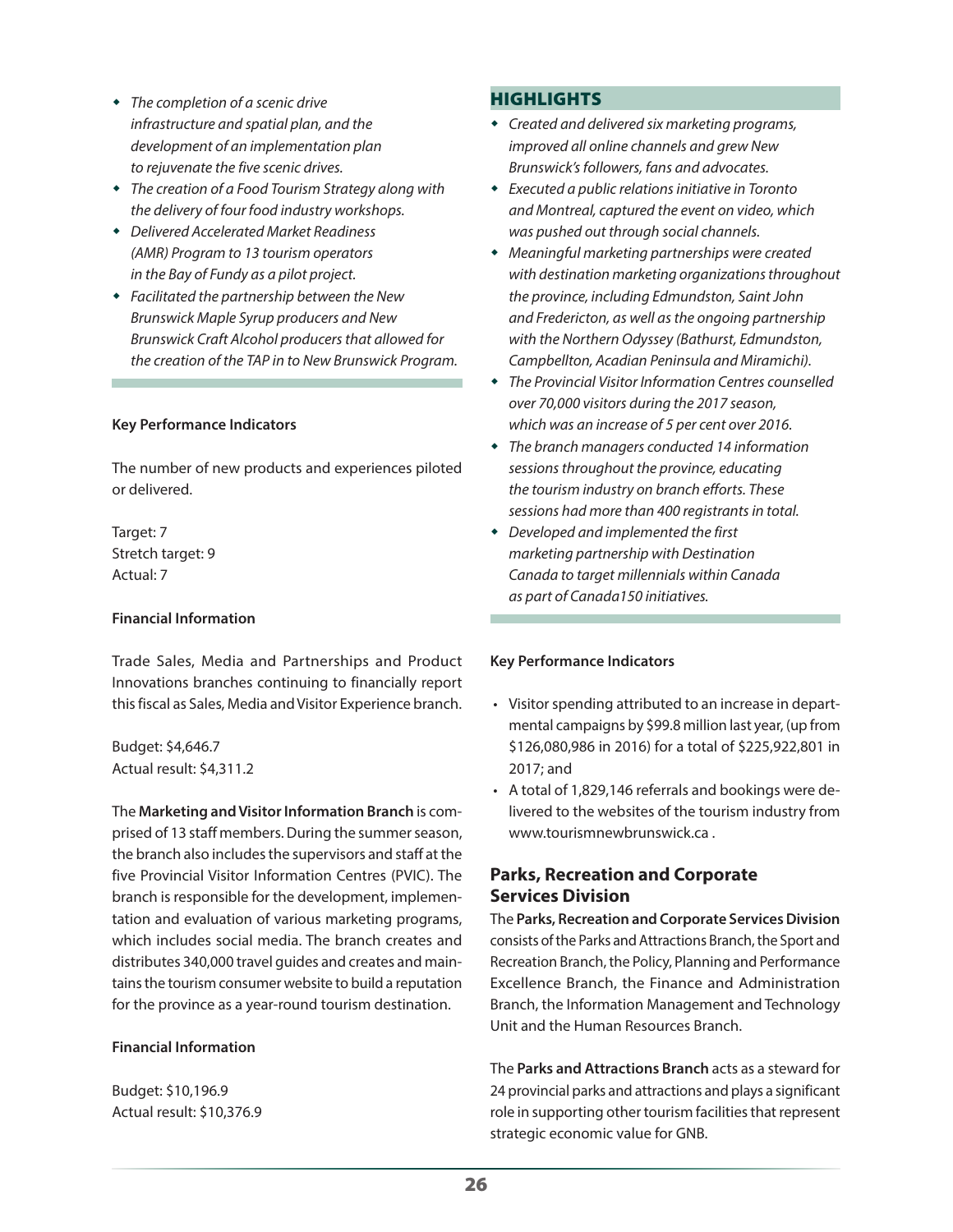- *The completion of a scenic drive infrastructure and spatial plan, and the development of an implementation plan to rejuvenate the five scenic drives.*
- *The creation of a Food Tourism Strategy along with the delivery of four food industry workshops.*
- *Delivered Accelerated Market Readiness (AMR) Program to 13 tourism operators in the Bay of Fundy as a pilot project.*
- *Facilitated the partnership between the New Brunswick Maple Syrup producers and New Brunswick Craft Alcohol producers that allowed for the creation of the TAP in to New Brunswick Program.*

**Key Performance Indicators**

The number of new products and experiences piloted or delivered.

Target: 7
Stretch target: 9
Actual: 7

**Financial Information**

Trade Sales, Media and Partnerships and Product Innovations branches continuing to financially report this fiscal as Sales, Media and Visitor Experience branch.

Budget: $4,646.7
Actual result: $4,311.2

The **Marketing and Visitor Information Branch** is comprised of 13 staff members. During the summer season, the branch also includes the supervisors and staff at the five Provincial Visitor Information Centres (PVIC). The branch is responsible for the development, implementation and evaluation of various marketing programs, which includes social media. The branch creates and distributes 340,000 travel guides and creates and maintains the tourism consumer website to build a reputation for the province as a year-round tourism destination.

**Financial Information**

Budget: $10,196.9
Actual result: $10,376.9

## HIGHLIGHTS

- *Created and delivered six marketing programs, improved all online channels and grew New Brunswick's followers, fans and advocates.*
- *Executed a public relations initiative in Toronto and Montreal, captured the event on video, which was pushed out through social channels.*
- *Meaningful marketing partnerships were created with destination marketing organizations throughout the province, including Edmundston, Saint John and Fredericton, as well as the ongoing partnership with the Northern Odyssey (Bathurst, Edmundston, Campbellton, Acadian Peninsula and Miramichi).*
- *The Provincial Visitor Information Centres counselled over 70,000 visitors during the 2017 season, which was an increase of 5 per cent over 2016.*
- *The branch managers conducted 14 information sessions throughout the province, educating the tourism industry on branch efforts. These sessions had more than 400 registrants in total.*
- *Developed and implemented the first marketing partnership with Destination Canada to target millennials within Canada as part of Canada150 initiatives.*

**Key Performance Indicators**

- Visitor spending attributed to an increase in departmental campaigns by $99.8 million last year, (up from $126,080,986 in 2016) for a total of $225,922,801 in 2017; and
- A total of 1,829,146 referrals and bookings were delivered to the websites of the tourism industry from www.tourismnewbrunswick.ca .

## Parks, Recreation and Corporate Services Division

The **Parks, Recreation and Corporate Services Division** consists of the Parks and Attractions Branch, the Sport and Recreation Branch, the Policy, Planning and Performance Excellence Branch, the Finance and Administration Branch, the Information Management and Technology Unit and the Human Resources Branch.

The **Parks and Attractions Branch** acts as a steward for 24 provincial parks and attractions and plays a significant role in supporting other tourism facilities that represent strategic economic value for GNB.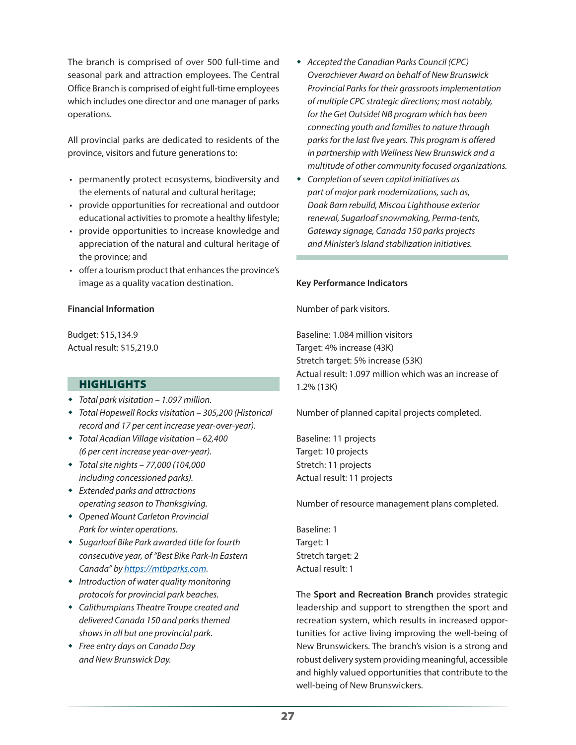The branch is comprised of over 500 full-time and seasonal park and attraction employees. The Central Office Branch is comprised of eight full-time employees which includes one director and one manager of parks operations.

All provincial parks are dedicated to residents of the province, visitors and future generations to:

- permanently protect ecosystems, biodiversity and the elements of natural and cultural heritage;
- provide opportunities for recreational and outdoor educational activities to promote a healthy lifestyle;
- provide opportunities to increase knowledge and appreciation of the natural and cultural heritage of the province; and
- offer a tourism product that enhances the province's image as a quality vacation destination.

**Financial Information**

Budget: $15,134.9
Actual result: $15,219.0

## HIGHLIGHTS

- *Total park visitation – 1.097 million.*
- *Total Hopewell Rocks visitation – 305,200 (Historical record and 17 per cent increase year-over-year).*
- *Total Acadian Village visitation – 62,400 (6 per cent increase year-over-year).*
- *Total site nights – 77,000 (104,000 including concessioned parks).*
- *Extended parks and attractions operating season to Thanksgiving.*
- *Opened Mount Carleton Provincial Park for winter operations.*
- *Sugarloaf Bike Park awarded title for fourth consecutive year, of "Best Bike Park-In Eastern Canada" by https://mtbparks.com.*
- *Introduction of water quality monitoring protocols for provincial park beaches.*
- *Calithumpians Theatre Troupe created and delivered Canada 150 and parks themed shows in all but one provincial park.*
- *Free entry days on Canada Day and New Brunswick Day.*
- *Accepted the Canadian Parks Council (CPC) Overachiever Award on behalf of New Brunswick Provincial Parks for their grassroots implementation of multiple CPC strategic directions; most notably, for the Get Outside! NB program which has been connecting youth and families to nature through parks for the last five years. This program is offered in partnership with Wellness New Brunswick and a multitude of other community focused organizations.*
- *Completion of seven capital initiatives as part of major park modernizations, such as, Doak Barn rebuild, Miscou Lighthouse exterior renewal, Sugarloaf snowmaking, Perma-tents, Gateway signage, Canada 150 parks projects and Minister's Island stabilization initiatives.*

**Key Performance Indicators**

Number of park visitors.

Baseline: 1.084 million visitors
Target: 4% increase (43K)
Stretch target: 5% increase (53K)
Actual result: 1.097 million which was an increase of 1.2% (13K)

Number of planned capital projects completed.

Baseline: 11 projects
Target: 10 projects
Stretch: 11 projects
Actual result: 11 projects

Number of resource management plans completed.

Baseline: 1
Target: 1
Stretch target: 2
Actual result: 1

The **Sport and Recreation Branch** provides strategic leadership and support to strengthen the sport and recreation system, which results in increased opportunities for active living improving the well-being of New Brunswickers. The branch's vision is a strong and robust delivery system providing meaningful, accessible and highly valued opportunities that contribute to the well-being of New Brunswickers.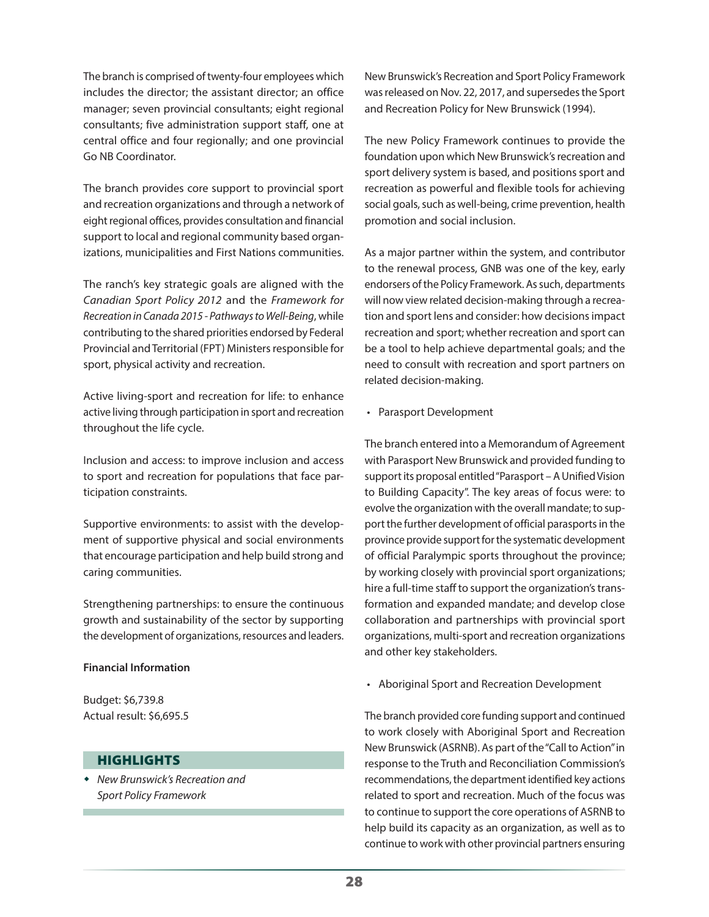The branch is comprised of twenty-four employees which includes the director; the assistant director; an office manager; seven provincial consultants; eight regional consultants; five administration support staff, one at central office and four regionally; and one provincial Go NB Coordinator.

The branch provides core support to provincial sport and recreation organizations and through a network of eight regional offices, provides consultation and financial support to local and regional community based organizations, municipalities and First Nations communities.

The ranch's key strategic goals are aligned with the *Canadian Sport Policy 2012* and the *Framework for Recreation in Canada 2015 - Pathways to Well-Being*, while contributing to the shared priorities endorsed by Federal Provincial and Territorial (FPT) Ministers responsible for sport, physical activity and recreation.

Active living-sport and recreation for life: to enhance active living through participation in sport and recreation throughout the life cycle.

Inclusion and access: to improve inclusion and access to sport and recreation for populations that face participation constraints.

Supportive environments: to assist with the development of supportive physical and social environments that encourage participation and help build strong and caring communities.

Strengthening partnerships: to ensure the continuous growth and sustainability of the sector by supporting the development of organizations, resources and leaders.

**Financial Information**

Budget: $6,739.8
Actual result: $6,695.5

## HIGHLIGHTS

- *New Brunswick's Recreation and Sport Policy Framework*

New Brunswick's Recreation and Sport Policy Framework was released on Nov. 22, 2017, and supersedes the Sport and Recreation Policy for New Brunswick (1994).

The new Policy Framework continues to provide the foundation upon which New Brunswick's recreation and sport delivery system is based, and positions sport and recreation as powerful and flexible tools for achieving social goals, such as well-being, crime prevention, health promotion and social inclusion.

As a major partner within the system, and contributor to the renewal process, GNB was one of the key, early endorsers of the Policy Framework. As such, departments will now view related decision-making through a recreation and sport lens and consider: how decisions impact recreation and sport; whether recreation and sport can be a tool to help achieve departmental goals; and the need to consult with recreation and sport partners on related decision-making.

- Parasport Development

The branch entered into a Memorandum of Agreement with Parasport New Brunswick and provided funding to support its proposal entitled "Parasport – A Unified Vision to Building Capacity". The key areas of focus were: to evolve the organization with the overall mandate; to support the further development of official parasports in the province provide support for the systematic development of official Paralympic sports throughout the province; by working closely with provincial sport organizations; hire a full-time staff to support the organization's transformation and expanded mandate; and develop close collaboration and partnerships with provincial sport organizations, multi-sport and recreation organizations and other key stakeholders.

- Aboriginal Sport and Recreation Development

The branch provided core funding support and continued to work closely with Aboriginal Sport and Recreation New Brunswick (ASRNB). As part of the "Call to Action" in response to the Truth and Reconciliation Commission's recommendations, the department identified key actions related to sport and recreation. Much of the focus was to continue to support the core operations of ASRNB to help build its capacity as an organization, as well as to continue to work with other provincial partners ensuring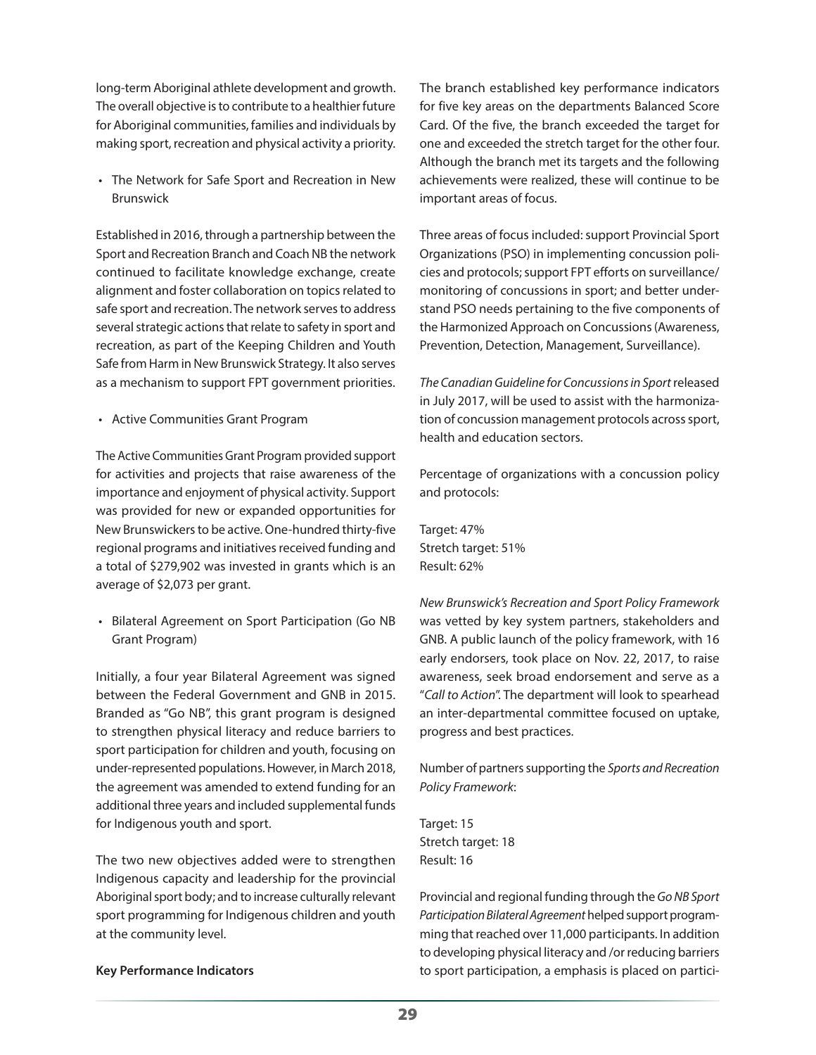long-term Aboriginal athlete development and growth. The overall objective is to contribute to a healthier future for Aboriginal communities, families and individuals by making sport, recreation and physical activity a priority.

- The Network for Safe Sport and Recreation in New Brunswick

Established in 2016, through a partnership between the Sport and Recreation Branch and Coach NB the network continued to facilitate knowledge exchange, create alignment and foster collaboration on topics related to safe sport and recreation. The network serves to address several strategic actions that relate to safety in sport and recreation, as part of the Keeping Children and Youth Safe from Harm in New Brunswick Strategy. It also serves as a mechanism to support FPT government priorities.

- Active Communities Grant Program

The Active Communities Grant Program provided support for activities and projects that raise awareness of the importance and enjoyment of physical activity. Support was provided for new or expanded opportunities for New Brunswickers to be active. One-hundred thirty-five regional programs and initiatives received funding and a total of $279,902 was invested in grants which is an average of $2,073 per grant.

- Bilateral Agreement on Sport Participation (Go NB Grant Program)

Initially, a four year Bilateral Agreement was signed between the Federal Government and GNB in 2015. Branded as "Go NB", this grant program is designed to strengthen physical literacy and reduce barriers to sport participation for children and youth, focusing on under-represented populations. However, in March 2018, the agreement was amended to extend funding for an additional three years and included supplemental funds for Indigenous youth and sport.

The two new objectives added were to strengthen Indigenous capacity and leadership for the provincial Aboriginal sport body; and to increase culturally relevant sport programming for Indigenous children and youth at the community level.

**Key Performance Indicators**

The branch established key performance indicators for five key areas on the departments Balanced Score Card. Of the five, the branch exceeded the target for one and exceeded the stretch target for the other four. Although the branch met its targets and the following achievements were realized, these will continue to be important areas of focus.

Three areas of focus included: support Provincial Sport Organizations (PSO) in implementing concussion policies and protocols; support FPT efforts on surveillance/monitoring of concussions in sport; and better understand PSO needs pertaining to the five components of the Harmonized Approach on Concussions (Awareness, Prevention, Detection, Management, Surveillance).

*The Canadian Guideline for Concussions in Sport* released in July 2017, will be used to assist with the harmonization of concussion management protocols across sport, health and education sectors.

Percentage of organizations with a concussion policy and protocols:

Target: 47%
Stretch target: 51%
Result: 62%

*New Brunswick's Recreation and Sport Policy Framework* was vetted by key system partners, stakeholders and GNB. A public launch of the policy framework, with 16 early endorsers, took place on Nov. 22, 2017, to raise awareness, seek broad endorsement and serve as a "*Call to Action*". The department will look to spearhead an inter-departmental committee focused on uptake, progress and best practices.

Number of partners supporting the *Sports and Recreation Policy Framework*:

Target: 15
Stretch target: 18
Result: 16

Provincial and regional funding through the *Go NB Sport Participation Bilateral Agreement* helped support programming that reached over 11,000 participants. In addition to developing physical literacy and /or reducing barriers to sport participation, a emphasis is placed on partici-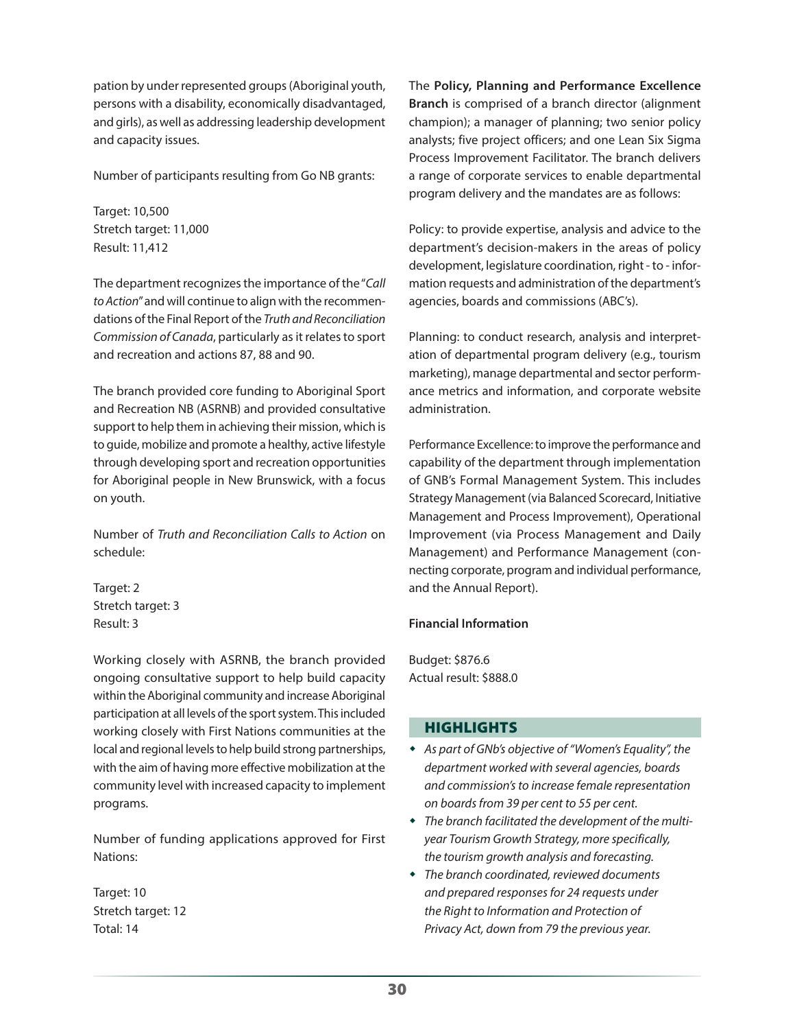pation by under represented groups (Aboriginal youth, persons with a disability, economically disadvantaged, and girls), as well as addressing leadership development and capacity issues.

Number of participants resulting from Go NB grants:

Target: 10,500
Stretch target: 11,000
Result: 11,412

The department recognizes the importance of the "*Call to Action*" and will continue to align with the recommendations of the Final Report of the *Truth and Reconciliation Commission of Canada*, particularly as it relates to sport and recreation and actions 87, 88 and 90.

The branch provided core funding to Aboriginal Sport and Recreation NB (ASRNB) and provided consultative support to help them in achieving their mission, which is to guide, mobilize and promote a healthy, active lifestyle through developing sport and recreation opportunities for Aboriginal people in New Brunswick, with a focus on youth.

Number of *Truth and Reconciliation Calls to Action* on schedule:

Target: 2
Stretch target: 3
Result: 3

Working closely with ASRNB, the branch provided ongoing consultative support to help build capacity within the Aboriginal community and increase Aboriginal participation at all levels of the sport system. This included working closely with First Nations communities at the local and regional levels to help build strong partnerships, with the aim of having more effective mobilization at the community level with increased capacity to implement programs.

Number of funding applications approved for First Nations:

Target: 10
Stretch target: 12
Total: 14

The **Policy, Planning and Performance Excellence Branch** is comprised of a branch director (alignment champion); a manager of planning; two senior policy analysts; five project officers; and one Lean Six Sigma Process Improvement Facilitator. The branch delivers a range of corporate services to enable departmental program delivery and the mandates are as follows:

Policy: to provide expertise, analysis and advice to the department's decision-makers in the areas of policy development, legislature coordination, right - to - information requests and administration of the department's agencies, boards and commissions (ABC's).

Planning: to conduct research, analysis and interpretation of departmental program delivery (e.g., tourism marketing), manage departmental and sector performance metrics and information, and corporate website administration.

Performance Excellence: to improve the performance and capability of the department through implementation of GNB's Formal Management System. This includes Strategy Management (via Balanced Scorecard, Initiative Management and Process Improvement), Operational Improvement (via Process Management and Daily Management) and Performance Management (connecting corporate, program and individual performance, and the Annual Report).

**Financial Information**

Budget: $876.6
Actual result: $888.0

## HIGHLIGHTS

- *As part of GNb's objective of "Women's Equality", the department worked with several agencies, boards and commission's to increase female representation on boards from 39 per cent to 55 per cent.*
- *The branch facilitated the development of the multi-year Tourism Growth Strategy, more specifically, the tourism growth analysis and forecasting.*
- *The branch coordinated, reviewed documents and prepared responses for 24 requests under the Right to Information and Protection of Privacy Act, down from 79 the previous year.*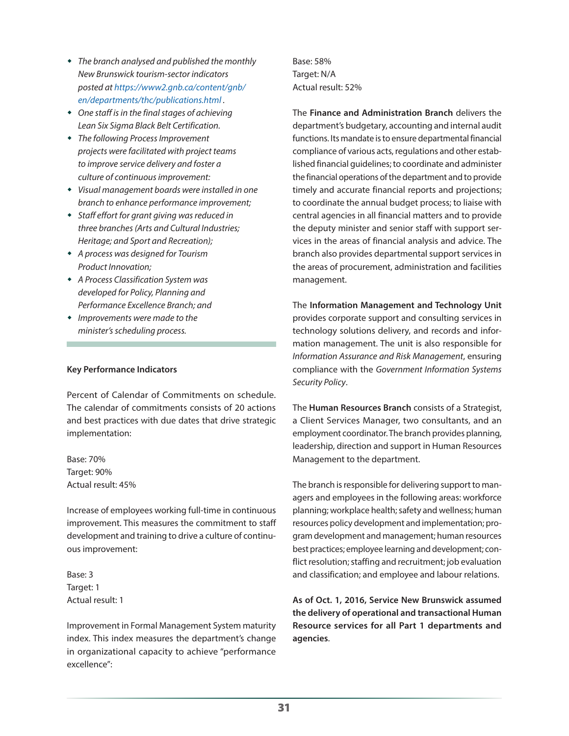- *The branch analysed and published the monthly New Brunswick tourism-sector indicators posted at https://www2.gnb.ca/content/gnb/en/departments/thc/publications.html .*
- *One staff is in the final stages of achieving Lean Six Sigma Black Belt Certification.*
- *The following Process Improvement projects were facilitated with project teams to improve service delivery and foster a culture of continuous improvement:*
- *Visual management boards were installed in one branch to enhance performance improvement;*
- *Staff effort for grant giving was reduced in three branches (Arts and Cultural Industries; Heritage; and Sport and Recreation);*
- *A process was designed for Tourism Product Innovation;*
- *A Process Classification System was developed for Policy, Planning and Performance Excellence Branch; and*
- *Improvements were made to the minister's scheduling process.*

**Key Performance Indicators**

Percent of Calendar of Commitments on schedule. The calendar of commitments consists of 20 actions and best practices with due dates that drive strategic implementation:

Base: 70%
Target: 90%
Actual result: 45%

Increase of employees working full-time in continuous improvement. This measures the commitment to staff development and training to drive a culture of continuous improvement:

Base: 3
Target: 1
Actual result: 1

Improvement in Formal Management System maturity index. This index measures the department's change in organizational capacity to achieve "performance excellence":

Base: 58%
Target: N/A
Actual result: 52%

The **Finance and Administration Branch** delivers the department's budgetary, accounting and internal audit functions. Its mandate is to ensure departmental financial compliance of various acts, regulations and other established financial guidelines; to coordinate and administer the financial operations of the department and to provide timely and accurate financial reports and projections; to coordinate the annual budget process; to liaise with central agencies in all financial matters and to provide the deputy minister and senior staff with support services in the areas of financial analysis and advice. The branch also provides departmental support services in the areas of procurement, administration and facilities management.

The **Information Management and Technology Unit** provides corporate support and consulting services in technology solutions delivery, and records and information management. The unit is also responsible for *Information Assurance and Risk Management*, ensuring compliance with the *Government Information Systems Security Policy*.

The **Human Resources Branch** consists of a Strategist, a Client Services Manager, two consultants, and an employment coordinator. The branch provides planning, leadership, direction and support in Human Resources Management to the department.

The branch is responsible for delivering support to managers and employees in the following areas: workforce planning; workplace health; safety and wellness; human resources policy development and implementation; program development and management; human resources best practices; employee learning and development; conflict resolution; staffing and recruitment; job evaluation and classification; and employee and labour relations.

**As of Oct. 1, 2016, Service New Brunswick assumed the delivery of operational and transactional Human Resource services for all Part 1 departments and agencies**.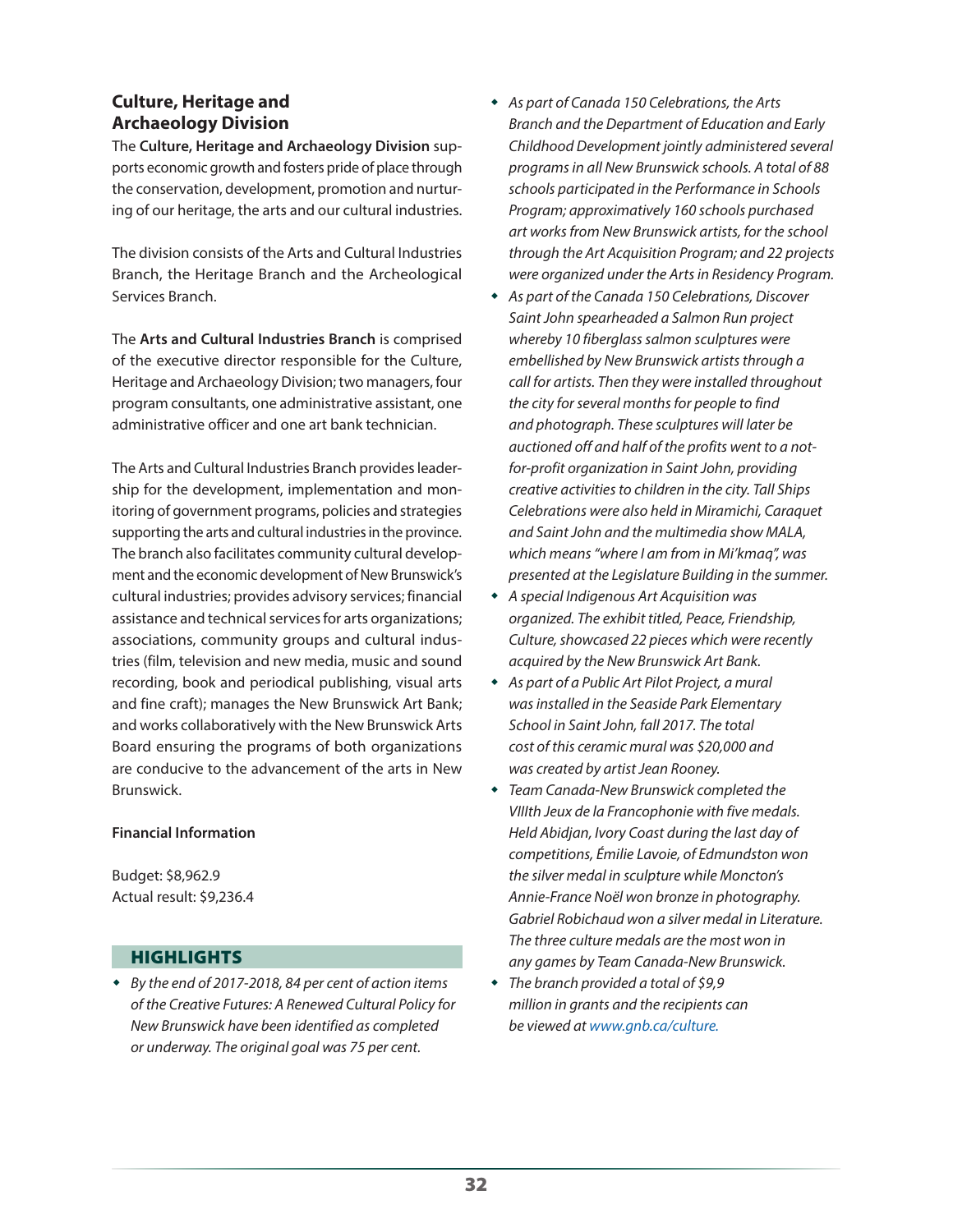## Culture, Heritage and Archaeology Division

The **Culture, Heritage and Archaeology Division** supports economic growth and fosters pride of place through the conservation, development, promotion and nurturing of our heritage, the arts and our cultural industries.

The division consists of the Arts and Cultural Industries Branch, the Heritage Branch and the Archeological Services Branch.

The **Arts and Cultural Industries Branch** is comprised of the executive director responsible for the Culture, Heritage and Archaeology Division; two managers, four program consultants, one administrative assistant, one administrative officer and one art bank technician.

The Arts and Cultural Industries Branch provides leadership for the development, implementation and monitoring of government programs, policies and strategies supporting the arts and cultural industries in the province. The branch also facilitates community cultural development and the economic development of New Brunswick's cultural industries; provides advisory services; financial assistance and technical services for arts organizations; associations, community groups and cultural industries (film, television and new media, music and sound recording, book and periodical publishing, visual arts and fine craft); manages the New Brunswick Art Bank; and works collaboratively with the New Brunswick Arts Board ensuring the programs of both organizations are conducive to the advancement of the arts in New Brunswick.

**Financial Information**

Budget: $8,962.9
Actual result: $9,236.4

### HIGHLIGHTS

- *By the end of 2017-2018, 84 per cent of action items of the Creative Futures: A Renewed Cultural Policy for New Brunswick have been identified as completed or underway. The original goal was 75 per cent.*
- *As part of Canada 150 Celebrations, the Arts Branch and the Department of Education and Early Childhood Development jointly administered several programs in all New Brunswick schools. A total of 88 schools participated in the Performance in Schools Program; approximatively 160 schools purchased art works from New Brunswick artists, for the school through the Art Acquisition Program; and 22 projects were organized under the Arts in Residency Program.*
- *As part of the Canada 150 Celebrations, Discover Saint John spearheaded a Salmon Run project whereby 10 fiberglass salmon sculptures were embellished by New Brunswick artists through a call for artists. Then they were installed throughout the city for several months for people to find and photograph. These sculptures will later be auctioned off and half of the profits went to a not-for-profit organization in Saint John, providing creative activities to children in the city. Tall Ships Celebrations were also held in Miramichi, Caraquet and Saint John and the multimedia show MALA, which means "where I am from in Mi'kmaq", was presented at the Legislature Building in the summer.*
- *A special Indigenous Art Acquisition was organized. The exhibit titled, Peace, Friendship, Culture, showcased 22 pieces which were recently acquired by the New Brunswick Art Bank.*
- *As part of a Public Art Pilot Project, a mural was installed in the Seaside Park Elementary School in Saint John, fall 2017. The total cost of this ceramic mural was $20,000 and was created by artist Jean Rooney.*
- *Team Canada-New Brunswick completed the VIIIth Jeux de la Francophonie with five medals. Held Abidjan, Ivory Coast during the last day of competitions, Émilie Lavoie, of Edmundston won the silver medal in sculpture while Moncton's Annie-France Noël won bronze in photography. Gabriel Robichaud won a silver medal in Literature. The three culture medals are the most won in any games by Team Canada-New Brunswick.*
- *The branch provided a total of $9,9 million in grants and the recipients can be viewed at www.gnb.ca/culture.*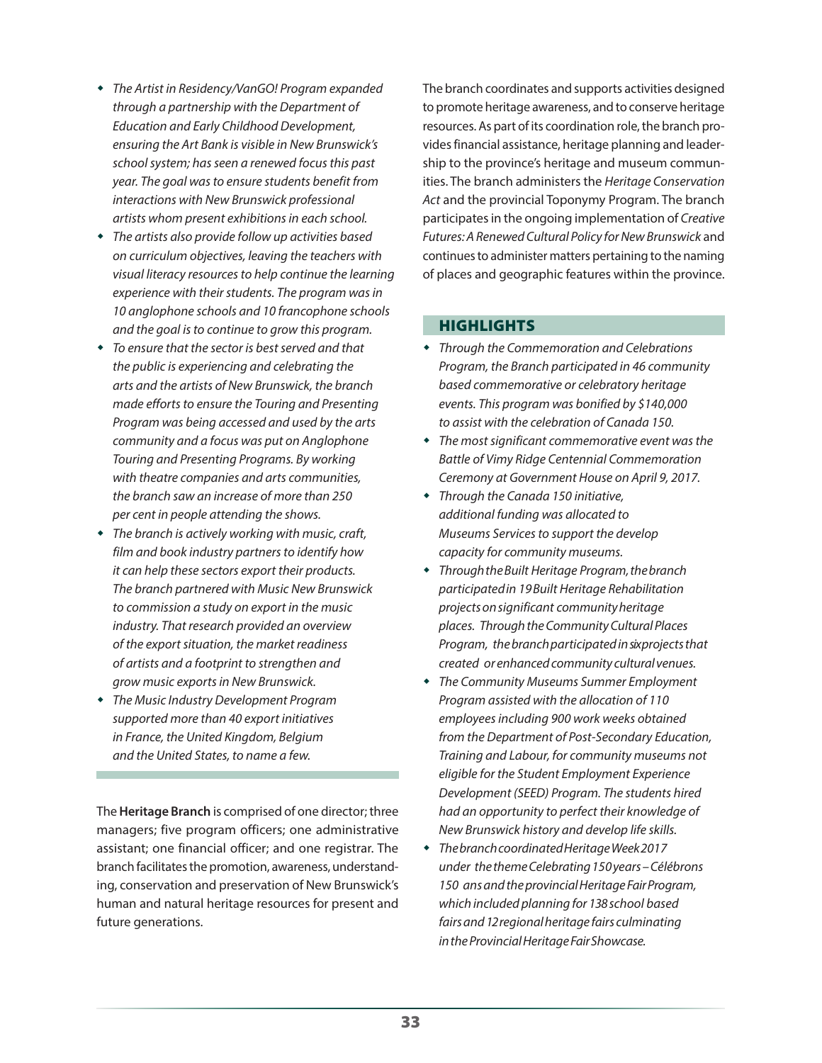- *The Artist in Residency/VanGO! Program expanded through a partnership with the Department of Education and Early Childhood Development, ensuring the Art Bank is visible in New Brunswick's school system; has seen a renewed focus this past year. The goal was to ensure students benefit from interactions with New Brunswick professional artists whom present exhibitions in each school.*
- *The artists also provide follow up activities based on curriculum objectives, leaving the teachers with visual literacy resources to help continue the learning experience with their students. The program was in 10 anglophone schools and 10 francophone schools and the goal is to continue to grow this program.*
- *To ensure that the sector is best served and that the public is experiencing and celebrating the arts and the artists of New Brunswick, the branch made efforts to ensure the Touring and Presenting Program was being accessed and used by the arts community and a focus was put on Anglophone Touring and Presenting Programs. By working with theatre companies and arts communities, the branch saw an increase of more than 250 per cent in people attending the shows.*
- *The branch is actively working with music, craft, film and book industry partners to identify how it can help these sectors export their products. The branch partnered with Music New Brunswick to commission a study on export in the music industry. That research provided an overview of the export situation, the market readiness of artists and a footprint to strengthen and grow music exports in New Brunswick.*
- *The Music Industry Development Program supported more than 40 export initiatives in France, the United Kingdom, Belgium and the United States, to name a few.*

The **Heritage Branch** is comprised of one director; three managers; five program officers; one administrative assistant; one financial officer; and one registrar. The branch facilitates the promotion, awareness, understanding, conservation and preservation of New Brunswick's human and natural heritage resources for present and future generations.

The branch coordinates and supports activities designed to promote heritage awareness, and to conserve heritage resources. As part of its coordination role, the branch provides financial assistance, heritage planning and leadership to the province's heritage and museum communities. The branch administers the *Heritage Conservation Act* and the provincial Toponymy Program. The branch participates in the ongoing implementation of *Creative Futures: A Renewed Cultural Policy for New Brunswick* and continues to administer matters pertaining to the naming of places and geographic features within the province.

## HIGHLIGHTS

- *Through the Commemoration and Celebrations Program, the Branch participated in 46 community based commemorative or celebratory heritage events. This program was bonified by $140,000 to assist with the celebration of Canada 150.*
- *The most significant commemorative event was the Battle of Vimy Ridge Centennial Commemoration Ceremony at Government House on April 9, 2017.*
- *Through the Canada 150 initiative, additional funding was allocated to Museums Services to support the develop capacity for community museums.*
- *Through the Built Heritage Program, the branch participated in 19 Built Heritage Rehabilitation projects on significant community heritage places. Through the Community Cultural Places Program, the branch participated in six projects that created or enhanced community cultural venues.*
- *The Community Museums Summer Employment Program assisted with the allocation of 110 employees including 900 work weeks obtained from the Department of Post-Secondary Education, Training and Labour, for community museums not eligible for the Student Employment Experience Development (SEED) Program. The students hired had an opportunity to perfect their knowledge of New Brunswick history and develop life skills.*
- *The branch coordinated Heritage Week 2017 under the theme Celebrating 150 years – Célébrons 150 ans and the provincial Heritage Fair Program, which included planning for 138 school based fairs and 12 regional heritage fairs culminating in the Provincial Heritage Fair Showcase.*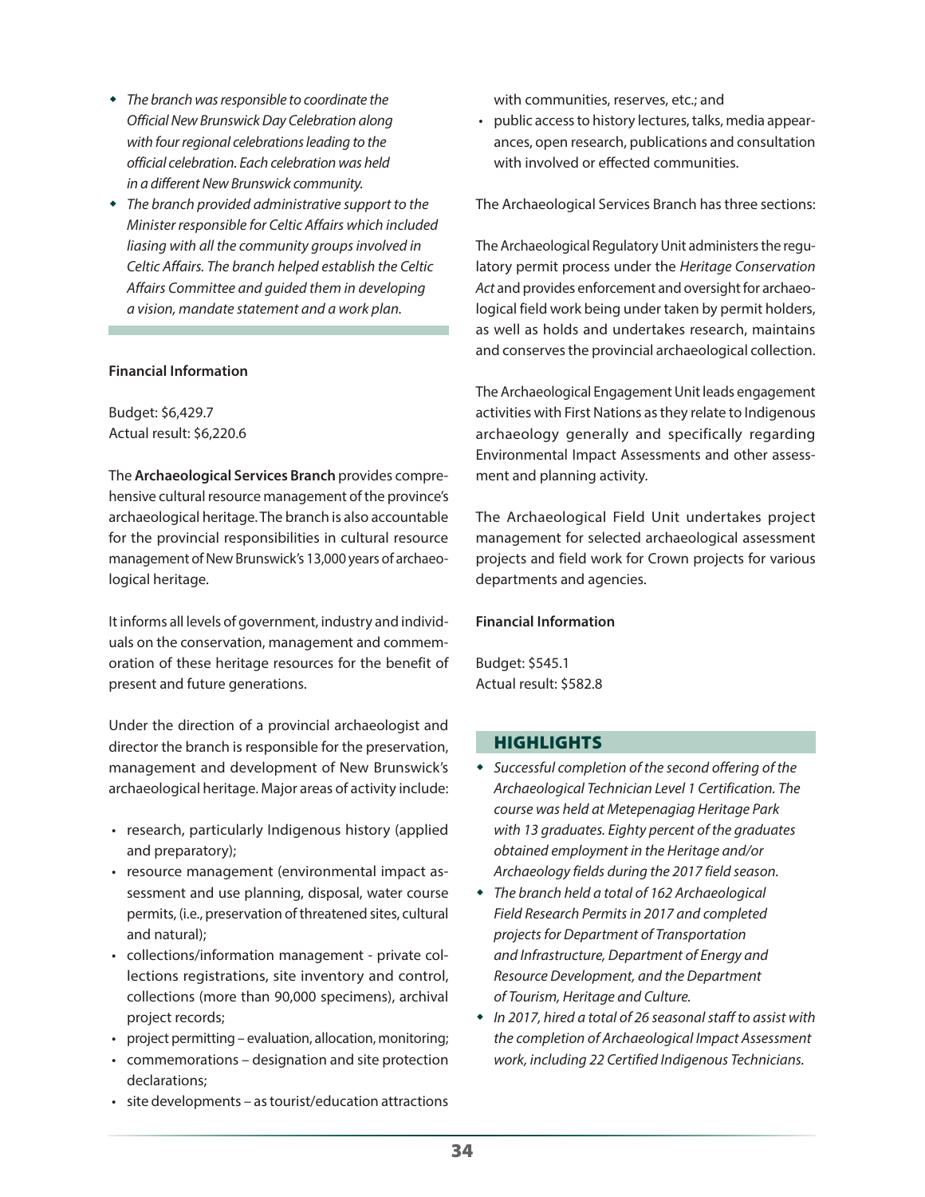- *The branch was responsible to coordinate the Official New Brunswick Day Celebration along with four regional celebrations leading to the official celebration. Each celebration was held in a different New Brunswick community.*
- *The branch provided administrative support to the Minister responsible for Celtic Affairs which included liasing with all the community groups involved in Celtic Affairs. The branch helped establish the Celtic Affairs Committee and guided them in developing a vision, mandate statement and a work plan.*

**Financial Information**

Budget: $6,429.7
Actual result: $6,220.6

The **Archaeological Services Branch** provides comprehensive cultural resource management of the province's archaeological heritage. The branch is also accountable for the provincial responsibilities in cultural resource management of New Brunswick's 13,000 years of archaeological heritage.

It informs all levels of government, industry and individuals on the conservation, management and commemoration of these heritage resources for the benefit of present and future generations.

Under the direction of a provincial archaeologist and director the branch is responsible for the preservation, management and development of New Brunswick's archaeological heritage. Major areas of activity include:

- research, particularly Indigenous history (applied and preparatory);
- resource management (environmental impact assessment and use planning, disposal, water course permits, (i.e., preservation of threatened sites, cultural and natural);
- collections/information management - private collections registrations, site inventory and control, collections (more than 90,000 specimens), archival project records;
- project permitting – evaluation, allocation, monitoring;
- commemorations – designation and site protection declarations;
- site developments – as tourist/education attractions with communities, reserves, etc.; and
- public access to history lectures, talks, media appearances, open research, publications and consultation with involved or effected communities.

The Archaeological Services Branch has three sections:

The Archaeological Regulatory Unit administers the regulatory permit process under the *Heritage Conservation Act* and provides enforcement and oversight for archaeological field work being under taken by permit holders, as well as holds and undertakes research, maintains and conserves the provincial archaeological collection.

The Archaeological Engagement Unit leads engagement activities with First Nations as they relate to Indigenous archaeology generally and specifically regarding Environmental Impact Assessments and other assessment and planning activity.

The Archaeological Field Unit undertakes project management for selected archaeological assessment projects and field work for Crown projects for various departments and agencies.

**Financial Information**

Budget: $545.1
Actual result: $582.8

## HIGHLIGHTS

- *Successful completion of the second offering of the Archaeological Technician Level 1 Certification. The course was held at Metepenagiag Heritage Park with 13 graduates. Eighty percent of the graduates obtained employment in the Heritage and/or Archaeology fields during the 2017 field season.*
- *The branch held a total of 162 Archaeological Field Research Permits in 2017 and completed projects for Department of Transportation and Infrastructure, Department of Energy and Resource Development, and the Department of Tourism, Heritage and Culture.*
- *In 2017, hired a total of 26 seasonal staff to assist with the completion of Archaeological Impact Assessment work, including 22 Certified Indigenous Technicians.*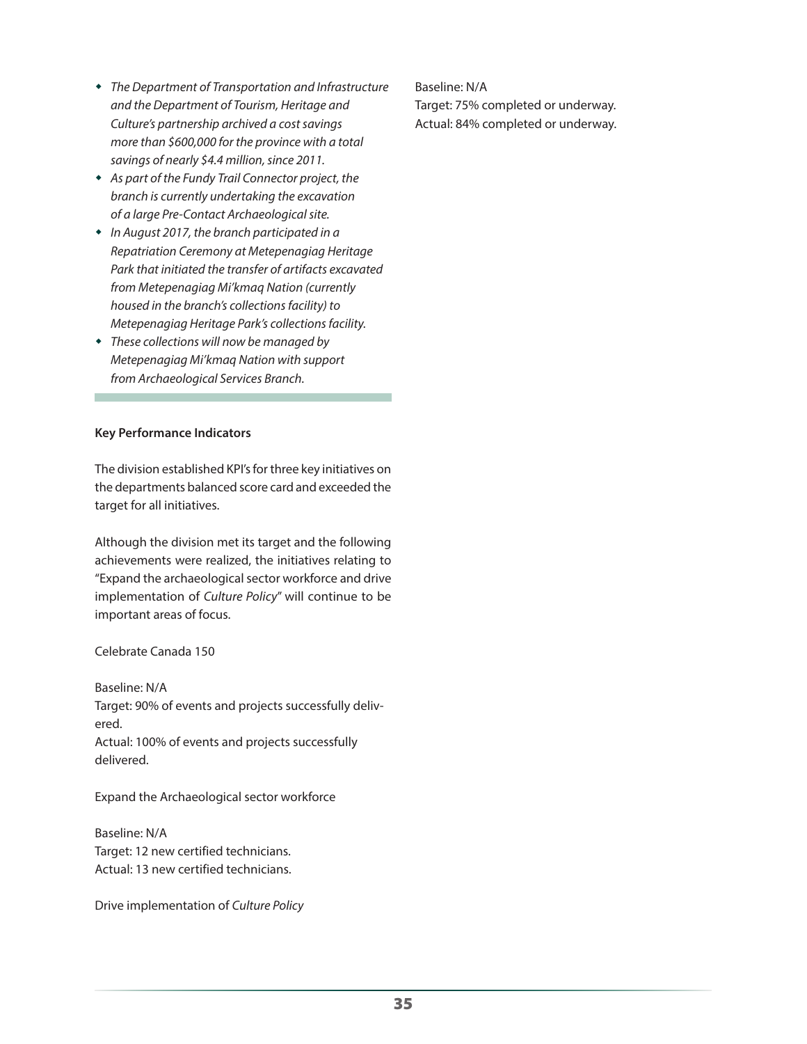- *The Department of Transportation and Infrastructure and the Department of Tourism, Heritage and Culture's partnership archived a cost savings more than $600,000 for the province with a total savings of nearly $4.4 million, since 2011.*
- *As part of the Fundy Trail Connector project, the branch is currently undertaking the excavation of a large Pre-Contact Archaeological site.*
- *In August 2017, the branch participated in a Repatriation Ceremony at Metepenagiag Heritage Park that initiated the transfer of artifacts excavated from Metepenagiag Mi'kmaq Nation (currently housed in the branch's collections facility) to Metepenagiag Heritage Park's collections facility.*
- *These collections will now be managed by Metepenagiag Mi'kmaq Nation with support from Archaeological Services Branch.*

**Key Performance Indicators**

The division established KPI's for three key initiatives on the departments balanced score card and exceeded the target for all initiatives.

Although the division met its target and the following achievements were realized, the initiatives relating to "Expand the archaeological sector workforce and drive implementation of *Culture Policy*" will continue to be important areas of focus.

Celebrate Canada 150

Baseline: N/A
Target: 90% of events and projects successfully delivered.
Actual: 100% of events and projects successfully delivered.

Expand the Archaeological sector workforce

Baseline: N/A
Target: 12 new certified technicians.
Actual: 13 new certified technicians.

Drive implementation of *Culture Policy*

Baseline: N/A
Target: 75% completed or underway.
Actual: 84% completed or underway.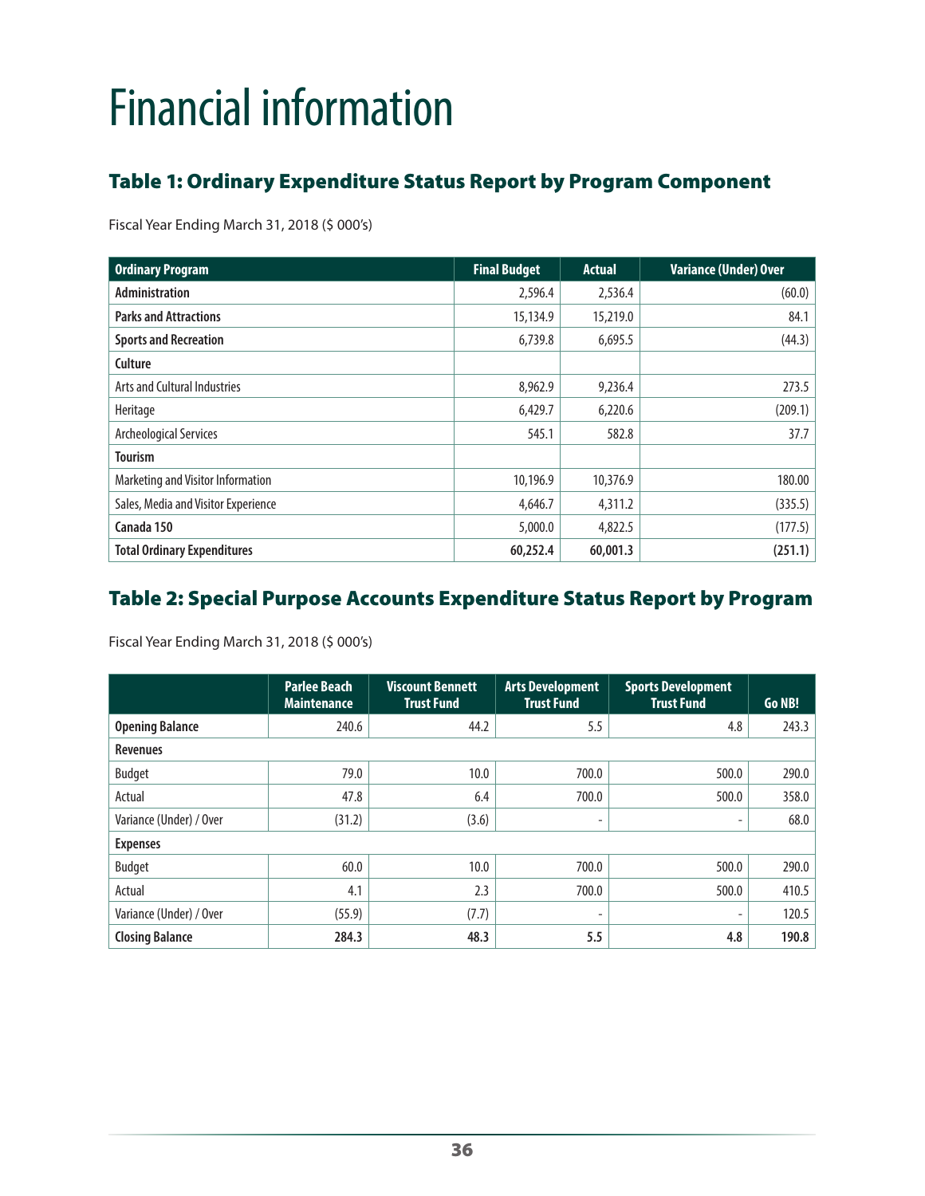# Financial information

## Table 1: Ordinary Expenditure Status Report by Program Component

Fiscal Year Ending March 31, 2018 ($ 000's)

| Ordinary Program | Final Budget | Actual | Variance (Under) Over |
|---|---|---|---|
| **Administration** | 2,596.4 | 2,536.4 | (60.0) |
| **Parks and Attractions** | 15,134.9 | 15,219.0 | 84.1 |
| **Sports and Recreation** | 6,739.8 | 6,695.5 | (44.3) |
| **Culture** | | | |
| Arts and Cultural Industries | 8,962.9 | 9,236.4 | 273.5 |
| Heritage | 6,429.7 | 6,220.6 | (209.1) |
| Archeological Services | 545.1 | 582.8 | 37.7 |
| **Tourism** | | | |
| Marketing and Visitor Information | 10,196.9 | 10,376.9 | 180.00 |
| Sales, Media and Visitor Experience | 4,646.7 | 4,311.2 | (335.5) |
| **Canada 150** | 5,000.0 | 4,822.5 | (177.5) |
| **Total Ordinary Expenditures** | **60,252.4** | **60,001.3** | **(251.1)** |

## Table 2: Special Purpose Accounts Expenditure Status Report by Program

Fiscal Year Ending March 31, 2018 ($ 000's)

| | Parlee Beach Maintenance | Viscount Bennett Trust Fund | Arts Development Trust Fund | Sports Development Trust Fund | Go NB! |
|---|---|---|---|---|---|
| **Opening Balance** | 240.6 | 44.2 | 5.5 | 4.8 | 243.3 |
| **Revenues** | | | | | |
| Budget | 79.0 | 10.0 | 700.0 | 500.0 | 290.0 |
| Actual | 47.8 | 6.4 | 700.0 | 500.0 | 358.0 |
| Variance (Under) / Over | (31.2) | (3.6) | - | - | 68.0 |
| **Expenses** | | | | | |
| Budget | 60.0 | 10.0 | 700.0 | 500.0 | 290.0 |
| Actual | 4.1 | 2.3 | 700.0 | 500.0 | 410.5 |
| Variance (Under) / Over | (55.9) | (7.7) | - | - | 120.5 |
| **Closing Balance** | **284.3** | **48.3** | **5.5** | **4.8** | **190.8** |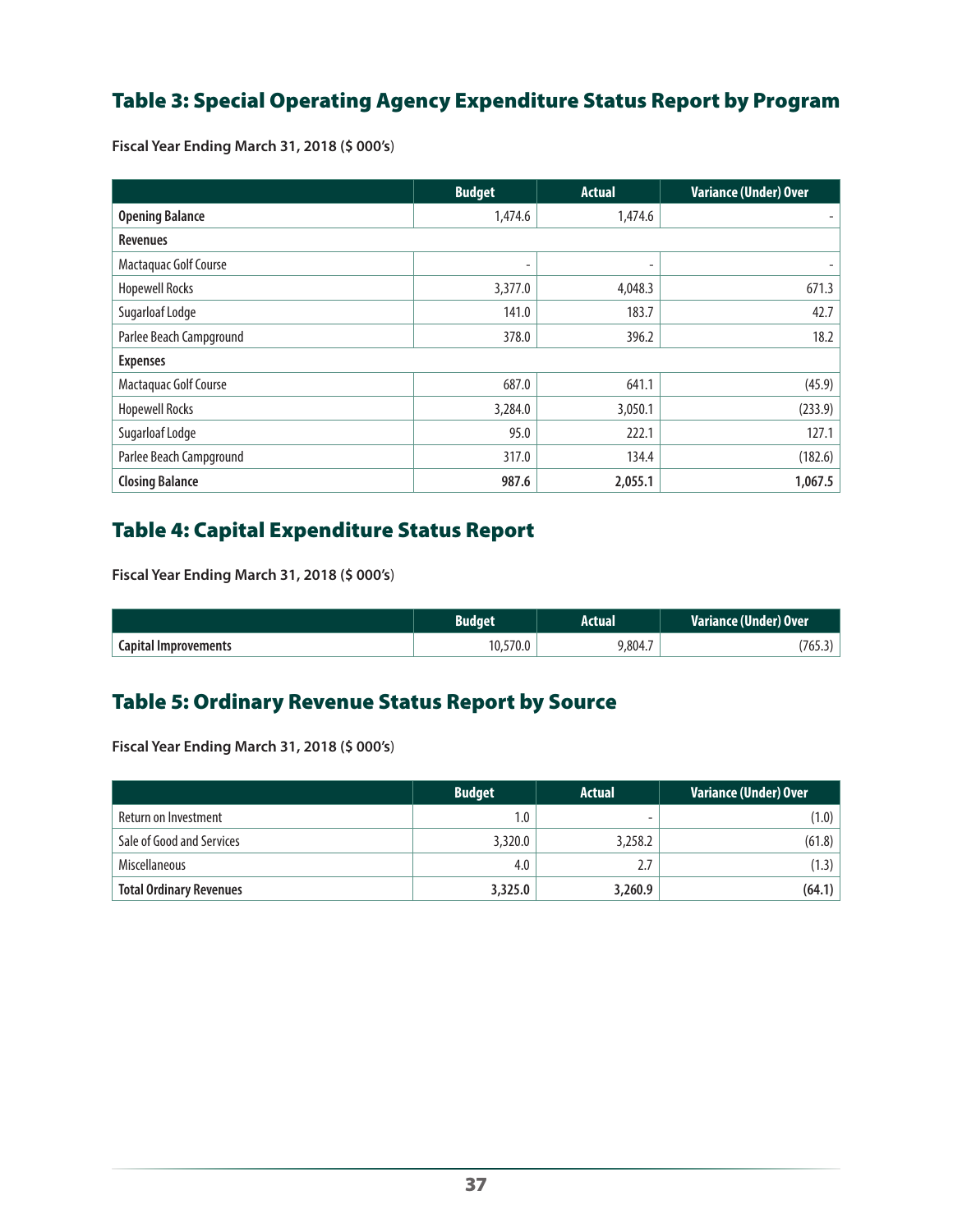## Table 3: Special Operating Agency Expenditure Status Report by Program

**Fiscal Year Ending March 31, 2018 ($ 000's)**

| | Budget | Actual | Variance (Under) Over |
|---|---|---|---|
| **Opening Balance** | 1,474.6 | 1,474.6 | - |
| **Revenues** | | | |
| Mactaquac Golf Course | - | - | - |
| Hopewell Rocks | 3,377.0 | 4,048.3 | 671.3 |
| Sugarloaf Lodge | 141.0 | 183.7 | 42.7 |
| Parlee Beach Campground | 378.0 | 396.2 | 18.2 |
| **Expenses** | | | |
| Mactaquac Golf Course | 687.0 | 641.1 | (45.9) |
| Hopewell Rocks | 3,284.0 | 3,050.1 | (233.9) |
| Sugarloaf Lodge | 95.0 | 222.1 | 127.1 |
| Parlee Beach Campground | 317.0 | 134.4 | (182.6) |
| **Closing Balance** | **987.6** | **2,055.1** | **1,067.5** |

## Table 4: Capital Expenditure Status Report

**Fiscal Year Ending March 31, 2018 ($ 000's)**

| | Budget | Actual | Variance (Under) Over |
|---|---|---|---|
| **Capital Improvements** | 10,570.0 | 9,804.7 | (765.3) |

## Table 5: Ordinary Revenue Status Report by Source

**Fiscal Year Ending March 31, 2018 ($ 000's)**

| | Budget | Actual | Variance (Under) Over |
|---|---|---|---|
| Return on Investment | 1.0 | - | (1.0) |
| Sale of Good and Services | 3,320.0 | 3,258.2 | (61.8) |
| Miscellaneous | 4.0 | 2.7 | (1.3) |
| **Total Ordinary Revenues** | **3,325.0** | **3,260.9** | **(64.1)** |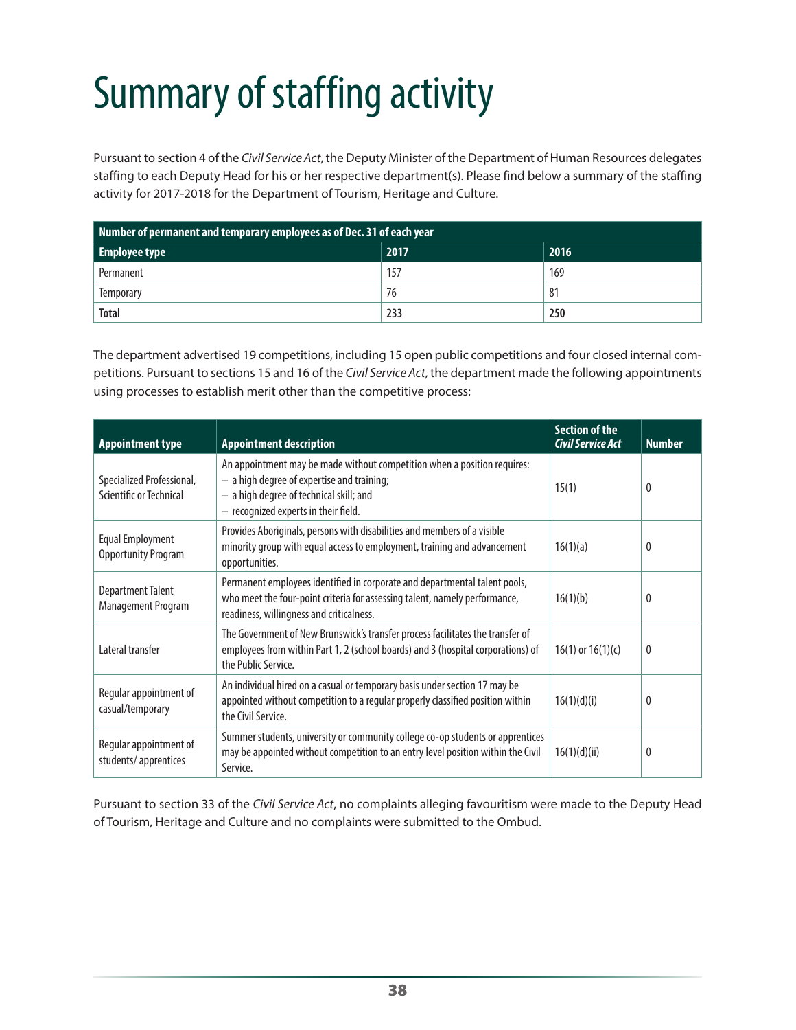# Summary of staffing activity

Pursuant to section 4 of the *Civil Service Act*, the Deputy Minister of the Department of Human Resources delegates staffing to each Deputy Head for his or her respective department(s). Please find below a summary of the staffing activity for 2017-2018 for the Department of Tourism, Heritage and Culture.

| Number of permanent and temporary employees as of Dec. 31 of each year | | |
|---|---|---|
| **Employee type** | **2017** | **2016** |
| Permanent | 157 | 169 |
| Temporary | 76 | 81 |
| **Total** | **233** | **250** |

The department advertised 19 competitions, including 15 open public competitions and four closed internal competitions. Pursuant to sections 15 and 16 of the *Civil Service Act*, the department made the following appointments using processes to establish merit other than the competitive process:

| Appointment type | Appointment description | Section of the *Civil Service Act* | Number |
|---|---|---|---|
| Specialized Professional, Scientific or Technical | An appointment may be made without competition when a position requires:<br>– a high degree of expertise and training;<br>– a high degree of technical skill; and<br>– recognized experts in their field. | 15(1) | 0 |
| Equal Employment Opportunity Program | Provides Aboriginals, persons with disabilities and members of a visible minority group with equal access to employment, training and advancement opportunities. | 16(1)(a) | 0 |
| Department Talent Management Program | Permanent employees identified in corporate and departmental talent pools, who meet the four-point criteria for assessing talent, namely performance, readiness, willingness and criticalness. | 16(1)(b) | 0 |
| Lateral transfer | The Government of New Brunswick's transfer process facilitates the transfer of employees from within Part 1, 2 (school boards) and 3 (hospital corporations) of the Public Service. | 16(1) or 16(1)(c) | 0 |
| Regular appointment of casual/temporary | An individual hired on a casual or temporary basis under section 17 may be appointed without competition to a regular properly classified position within the Civil Service. | 16(1)(d)(i) | 0 |
| Regular appointment of students/ apprentices | Summer students, university or community college co-op students or apprentices may be appointed without competition to an entry level position within the Civil Service. | 16(1)(d)(ii) | 0 |

Pursuant to section 33 of the *Civil Service Act*, no complaints alleging favouritism were made to the Deputy Head of Tourism, Heritage and Culture and no complaints were submitted to the Ombud.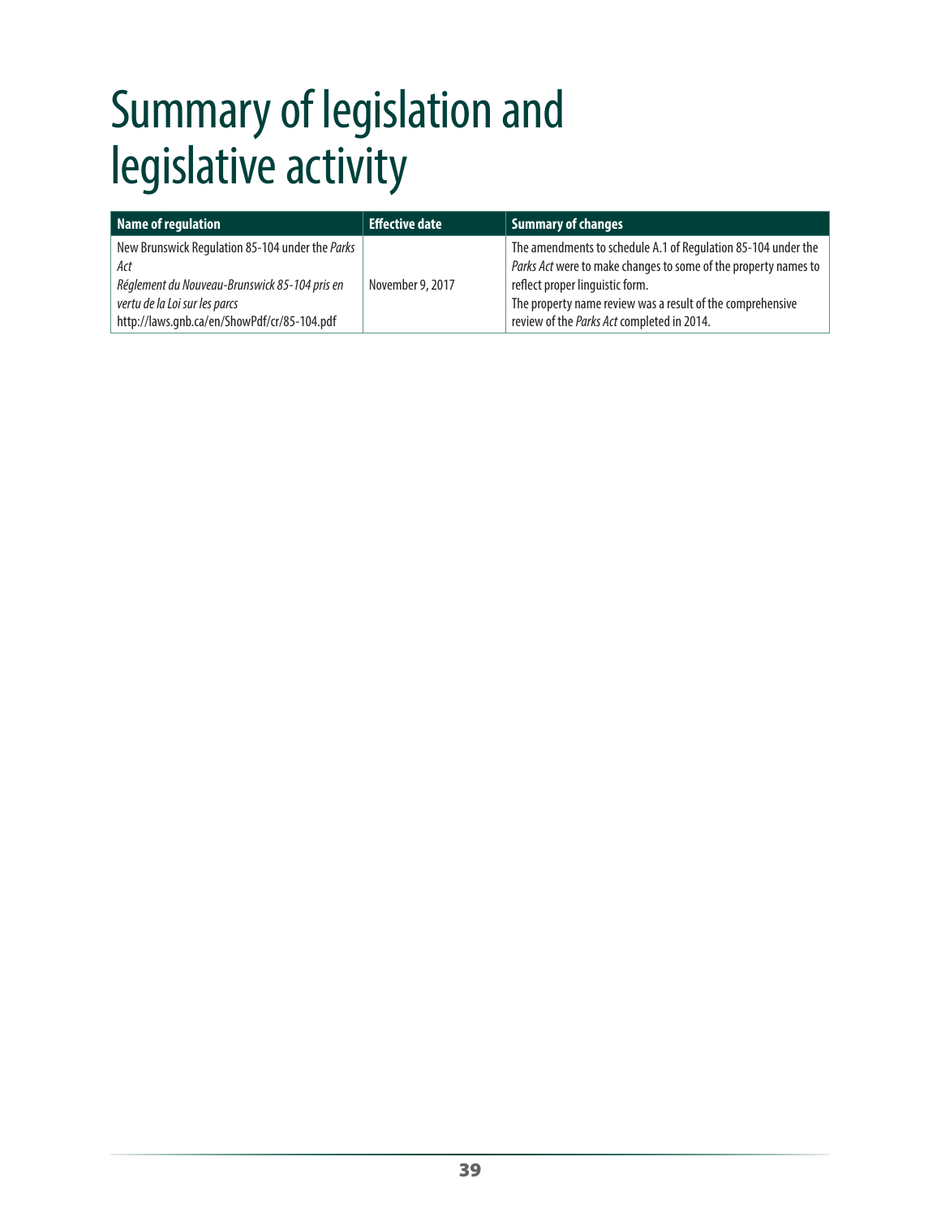# Summary of legislation and legislative activity

| Name of regulation | Effective date | Summary of changes |
|---|---|---|
| New Brunswick Regulation 85-104 under the *Parks Act*<br>*Réglement du Nouveau-Brunswick 85-104 pris en vertu de la Loi sur les parcs*<br>http://laws.gnb.ca/en/ShowPdf/cr/85-104.pdf | November 9, 2017 | The amendments to schedule A.1 of Regulation 85-104 under the *Parks Act* were to make changes to some of the property names to reflect proper linguistic form.<br>The property name review was a result of the comprehensive review of the *Parks Act* completed in 2014. |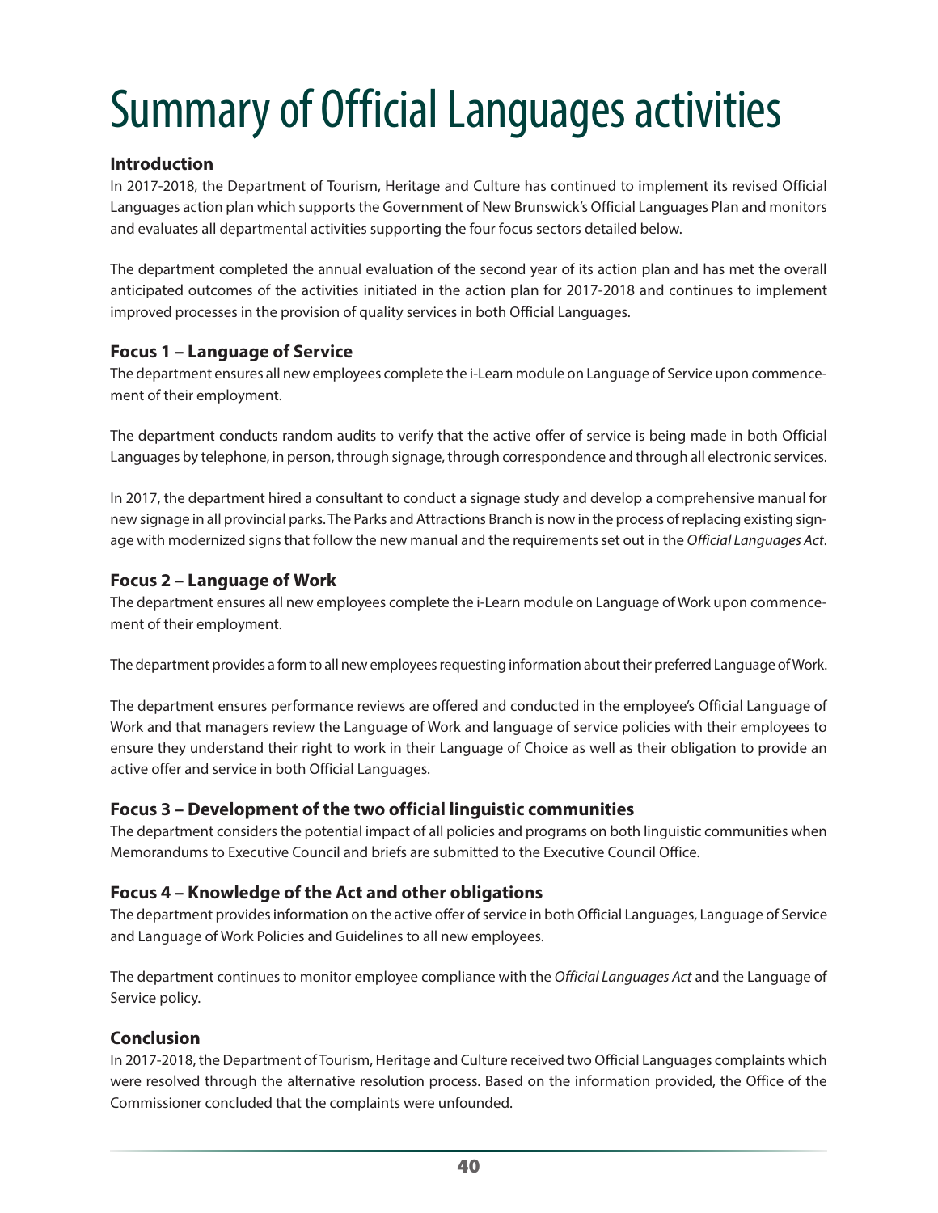# Summary of Official Languages activities

### Introduction

In 2017-2018, the Department of Tourism, Heritage and Culture has continued to implement its revised Official Languages action plan which supports the Government of New Brunswick's Official Languages Plan and monitors and evaluates all departmental activities supporting the four focus sectors detailed below.

The department completed the annual evaluation of the second year of its action plan and has met the overall anticipated outcomes of the activities initiated in the action plan for 2017-2018 and continues to implement improved processes in the provision of quality services in both Official Languages.

### Focus 1 – Language of Service

The department ensures all new employees complete the i-Learn module on Language of Service upon commencement of their employment.

The department conducts random audits to verify that the active offer of service is being made in both Official Languages by telephone, in person, through signage, through correspondence and through all electronic services.

In 2017, the department hired a consultant to conduct a signage study and develop a comprehensive manual for new signage in all provincial parks. The Parks and Attractions Branch is now in the process of replacing existing signage with modernized signs that follow the new manual and the requirements set out in the *Official Languages Act*.

### Focus 2 – Language of Work

The department ensures all new employees complete the i-Learn module on Language of Work upon commencement of their employment.

The department provides a form to all new employees requesting information about their preferred Language of Work.

The department ensures performance reviews are offered and conducted in the employee's Official Language of Work and that managers review the Language of Work and language of service policies with their employees to ensure they understand their right to work in their Language of Choice as well as their obligation to provide an active offer and service in both Official Languages.

### Focus 3 – Development of the two official linguistic communities

The department considers the potential impact of all policies and programs on both linguistic communities when Memorandums to Executive Council and briefs are submitted to the Executive Council Office.

### Focus 4 – Knowledge of the Act and other obligations

The department provides information on the active offer of service in both Official Languages, Language of Service and Language of Work Policies and Guidelines to all new employees.

The department continues to monitor employee compliance with the *Official Languages Act* and the Language of Service policy.

### Conclusion

In 2017-2018, the Department of Tourism, Heritage and Culture received two Official Languages complaints which were resolved through the alternative resolution process. Based on the information provided, the Office of the Commissioner concluded that the complaints were unfounded.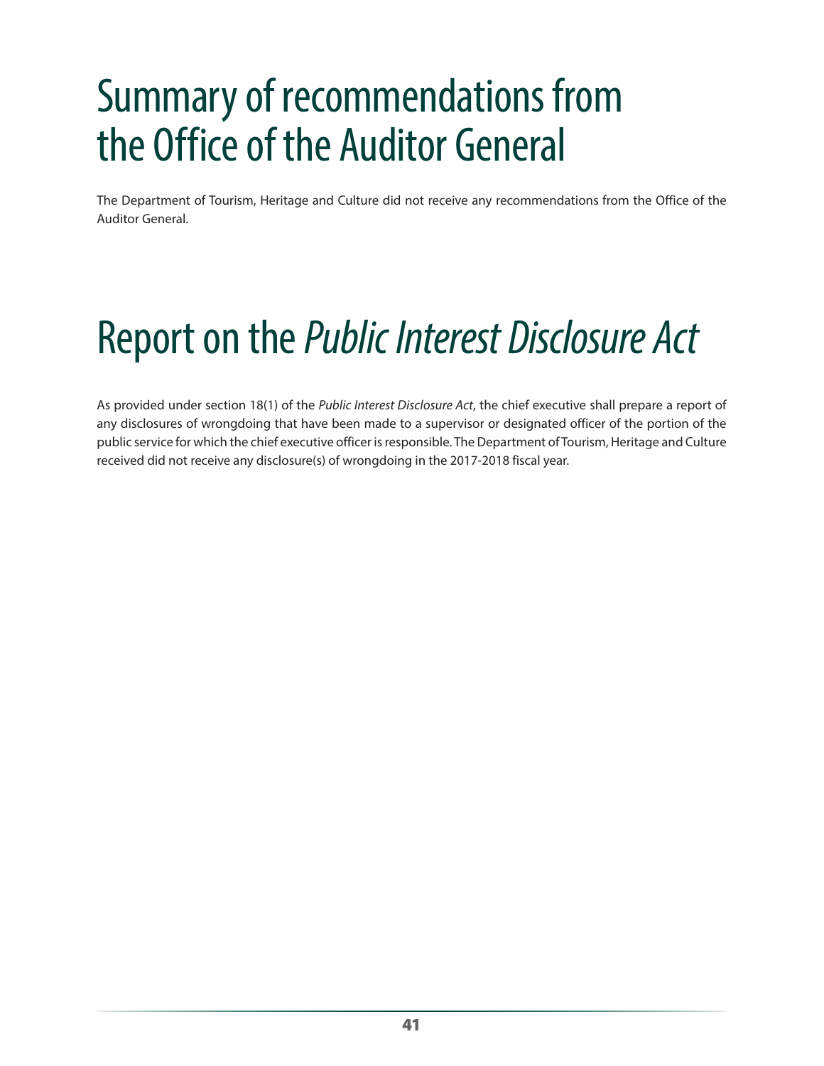# Summary of recommendations from the Office of the Auditor General

The Department of Tourism, Heritage and Culture did not receive any recommendations from the Office of the Auditor General.

# Report on the *Public Interest Disclosure Act*

As provided under section 18(1) of the *Public Interest Disclosure Act*, the chief executive shall prepare a report of any disclosures of wrongdoing that have been made to a supervisor or designated officer of the portion of the public service for which the chief executive officer is responsible. The Department of Tourism, Heritage and Culture received did not receive any disclosure(s) of wrongdoing in the 2017-2018 fiscal year.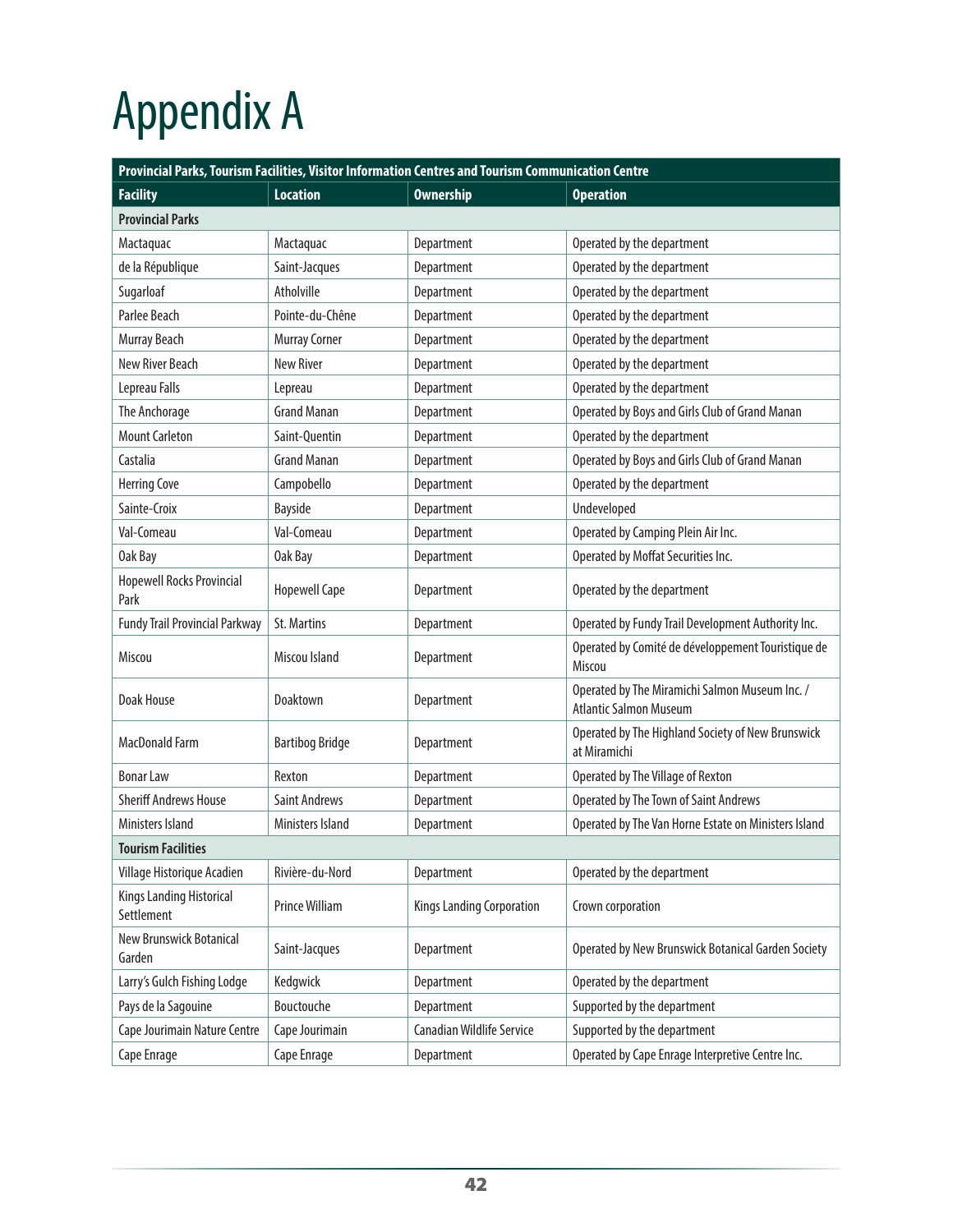# Appendix A

| Provincial Parks, Tourism Facilities, Visitor Information Centres and Tourism Communication Centre | | | |
|---|---|---|---|
| **Facility** | **Location** | **Ownership** | **Operation** |
| **Provincial Parks** | | | |
| Mactaquac | Mactaquac | Department | Operated by the department |
| de la République | Saint-Jacques | Department | Operated by the department |
| Sugarloaf | Atholville | Department | Operated by the department |
| Parlee Beach | Pointe-du-Chêne | Department | Operated by the department |
| Murray Beach | Murray Corner | Department | Operated by the department |
| New River Beach | New River | Department | Operated by the department |
| Lepreau Falls | Lepreau | Department | Operated by the department |
| The Anchorage | Grand Manan | Department | Operated by Boys and Girls Club of Grand Manan |
| Mount Carleton | Saint-Quentin | Department | Operated by the department |
| Castalia | Grand Manan | Department | Operated by Boys and Girls Club of Grand Manan |
| Herring Cove | Campobello | Department | Operated by the department |
| Sainte-Croix | Bayside | Department | Undeveloped |
| Val-Comeau | Val-Comeau | Department | Operated by Camping Plein Air Inc. |
| Oak Bay | Oak Bay | Department | Operated by Moffat Securities Inc. |
| Hopewell Rocks Provincial Park | Hopewell Cape | Department | Operated by the department |
| Fundy Trail Provincial Parkway | St. Martins | Department | Operated by Fundy Trail Development Authority Inc. |
| Miscou | Miscou Island | Department | Operated by Comité de développement Touristique de Miscou |
| Doak House | Doaktown | Department | Operated by The Miramichi Salmon Museum Inc. / Atlantic Salmon Museum |
| MacDonald Farm | Bartibog Bridge | Department | Operated by The Highland Society of New Brunswick at Miramichi |
| Bonar Law | Rexton | Department | Operated by The Village of Rexton |
| Sheriff Andrews House | Saint Andrews | Department | Operated by The Town of Saint Andrews |
| Ministers Island | Ministers Island | Department | Operated by The Van Horne Estate on Ministers Island |
| **Tourism Facilities** | | | |
| Village Historique Acadien | Rivière-du-Nord | Department | Operated by the department |
| Kings Landing Historical Settlement | Prince William | Kings Landing Corporation | Crown corporation |
| New Brunswick Botanical Garden | Saint-Jacques | Department | Operated by New Brunswick Botanical Garden Society |
| Larry's Gulch Fishing Lodge | Kedgwick | Department | Operated by the department |
| Pays de la Sagouine | Bouctouche | Department | Supported by the department |
| Cape Jourimain Nature Centre | Cape Jourimain | Canadian Wildlife Service | Supported by the department |
| Cape Enrage | Cape Enrage | Department | Operated by Cape Enrage Interpretive Centre Inc. |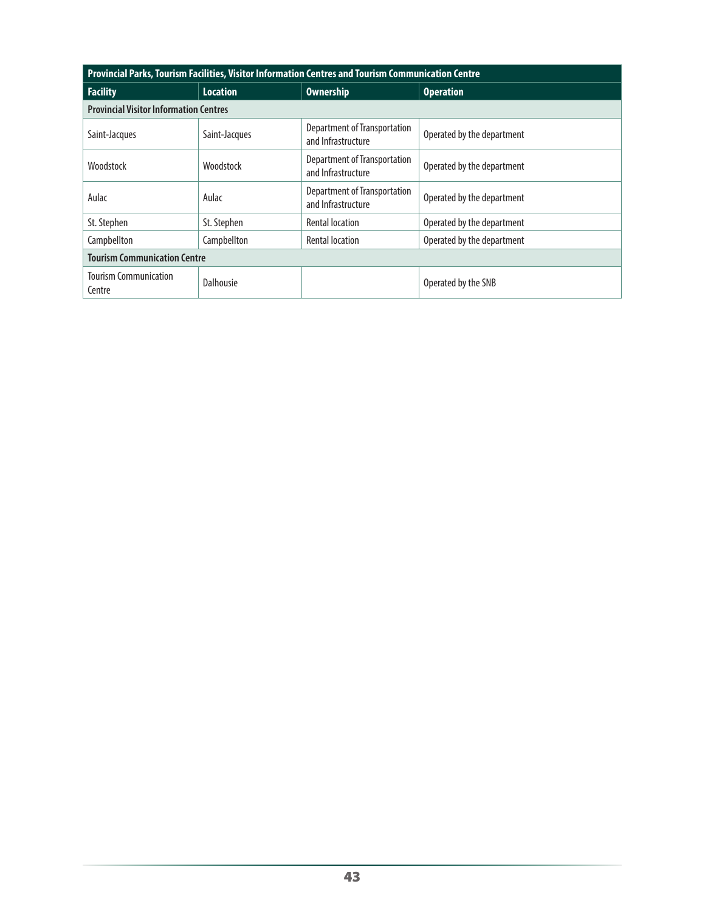| Provincial Parks, Tourism Facilities, Visitor Information Centres and Tourism Communication Centre | | | |
|---|---|---|---|
| **Facility** | **Location** | **Ownership** | **Operation** |
| **Provincial Visitor Information Centres** | | | |
| Saint-Jacques | Saint-Jacques | Department of Transportation and Infrastructure | Operated by the department |
| Woodstock | Woodstock | Department of Transportation and Infrastructure | Operated by the department |
| Aulac | Aulac | Department of Transportation and Infrastructure | Operated by the department |
| St. Stephen | St. Stephen | Rental location | Operated by the department |
| Campbellton | Campbellton | Rental location | Operated by the department |
| **Tourism Communication Centre** | | | |
| Tourism Communication Centre | Dalhousie | | Operated by the SNB |